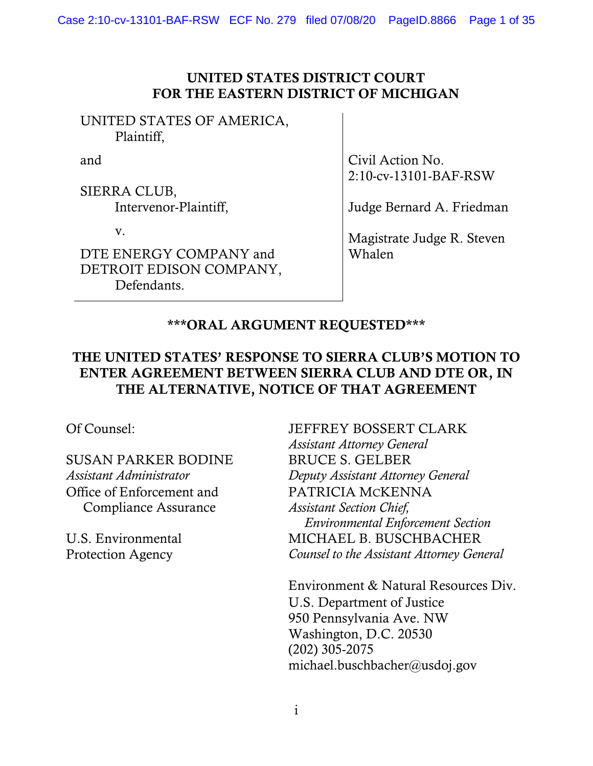**UNITED STATES DISTRICT COURT**
**FOR THE EASTERN DISTRICT OF MICHIGAN**

| | |
|---|---|
| UNITED STATES OF AMERICA, Plaintiff, | |
| and | Civil Action No. 2:10-cv-13101-BAF-RSW |
| SIERRA CLUB, Intervenor-Plaintiff, | Judge Bernard A. Friedman |
| v. | Magistrate Judge R. Steven Whalen |
| DTE ENERGY COMPANY and DETROIT EDISON COMPANY, Defendants. | |

**\*\*\*ORAL ARGUMENT REQUESTED\*\*\***

**THE UNITED STATES' RESPONSE TO SIERRA CLUB'S MOTION TO ENTER AGREEMENT BETWEEN SIERRA CLUB AND DTE OR, IN THE ALTERNATIVE, NOTICE OF THAT AGREEMENT**

Of Counsel:

SUSAN PARKER BODINE
*Assistant Administrator*
Office of Enforcement and Compliance Assurance

U.S. Environmental Protection Agency

JEFFREY BOSSERT CLARK
*Assistant Attorney General*
BRUCE S. GELBER
*Deputy Assistant Attorney General*
PATRICIA MCKENNA
*Assistant Section Chief, Environmental Enforcement Section*
MICHAEL B. BUSCHBACHER
*Counsel to the Assistant Attorney General*

Environment & Natural Resources Div.
U.S. Department of Justice
950 Pennsylvania Ave. NW
Washington, D.C. 20530
(202) 305-2075
michael.buschbacher@usdoj.gov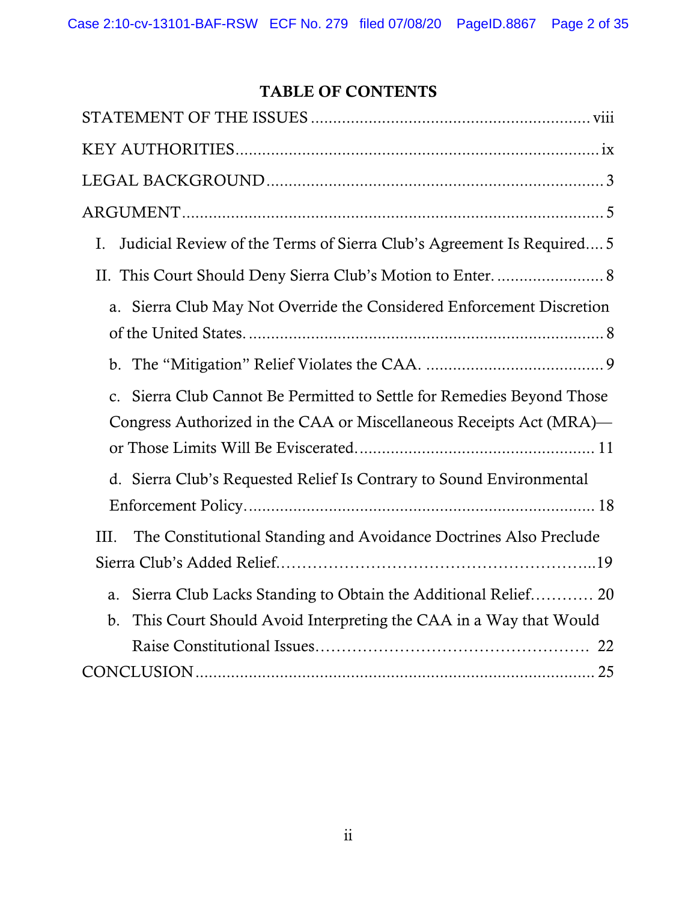## TABLE OF CONTENTS

STATEMENT OF THE ISSUES ............................................................ viii

KEY AUTHORITIES ............................................................................... ix

LEGAL BACKGROUND ........................................................................... 3

ARGUMENT ............................................................................................. 5

I. Judicial Review of the Terms of Sierra Club's Agreement Is Required .... 5

II. This Court Should Deny Sierra Club's Motion to Enter. ........................ 8

a. Sierra Club May Not Override the Considered Enforcement Discretion of the United States. ............................................................................... 8

b. The "Mitigation" Relief Violates the CAA. ........................................ 9

c. Sierra Club Cannot Be Permitted to Settle for Remedies Beyond Those Congress Authorized in the CAA or Miscellaneous Receipts Act (MRA)—or Those Limits Will Be Eviscerated. .................................................... 11

d. Sierra Club's Requested Relief Is Contrary to Sound Environmental Enforcement Policy. ............................................................................ 18

III. The Constitutional Standing and Avoidance Doctrines Also Preclude Sierra Club's Added Relief. ..................................................................... 19

a. Sierra Club Lacks Standing to Obtain the Additional Relief. ........... 20

b. This Court Should Avoid Interpreting the CAA in a Way that Would Raise Constitutional Issues. ............................................................... 22

CONCLUSION ......................................................................................... 25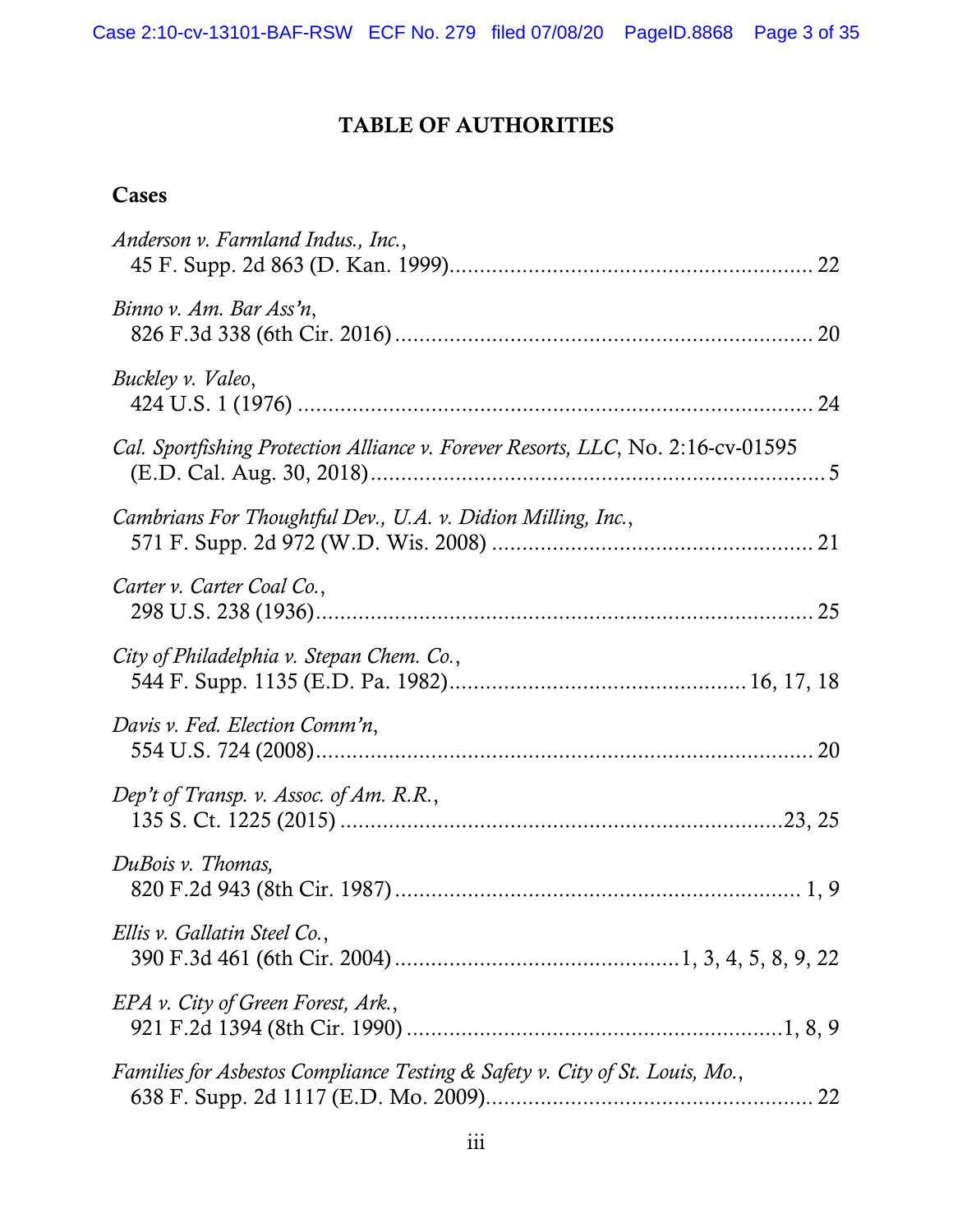# TABLE OF AUTHORITIES

## Cases

*Anderson v. Farmland Indus., Inc.*,
45 F. Supp. 2d 863 (D. Kan. 1999) .......... 22

*Binno v. Am. Bar Ass'n*,
826 F.3d 338 (6th Cir. 2016) .......... 20

*Buckley v. Valeo*,
424 U.S. 1 (1976) .......... 24

*Cal. Sportfishing Protection Alliance v. Forever Resorts, LLC*, No. 2:16-cv-01595
(E.D. Cal. Aug. 30, 2018) .......... 5

*Cambrians For Thoughtful Dev., U.A. v. Didion Milling, Inc.*,
571 F. Supp. 2d 972 (W.D. Wis. 2008) .......... 21

*Carter v. Carter Coal Co.*,
298 U.S. 238 (1936) .......... 25

*City of Philadelphia v. Stepan Chem. Co.*,
544 F. Supp. 1135 (E.D. Pa. 1982) .......... 16, 17, 18

*Davis v. Fed. Election Comm'n*,
554 U.S. 724 (2008) .......... 20

*Dep't of Transp. v. Assoc. of Am. R.R.*,
135 S. Ct. 1225 (2015) .......... 23, 25

*DuBois v. Thomas,*
820 F.2d 943 (8th Cir. 1987) .......... 1, 9

*Ellis v. Gallatin Steel Co.*,
390 F.3d 461 (6th Cir. 2004) .......... 1, 3, 4, 5, 8, 9, 22

*EPA v. City of Green Forest, Ark.*,
921 F.2d 1394 (8th Cir. 1990) .......... 1, 8, 9

*Families for Asbestos Compliance Testing & Safety v. City of St. Louis, Mo.*,
638 F. Supp. 2d 1117 (E.D. Mo. 2009) .......... 22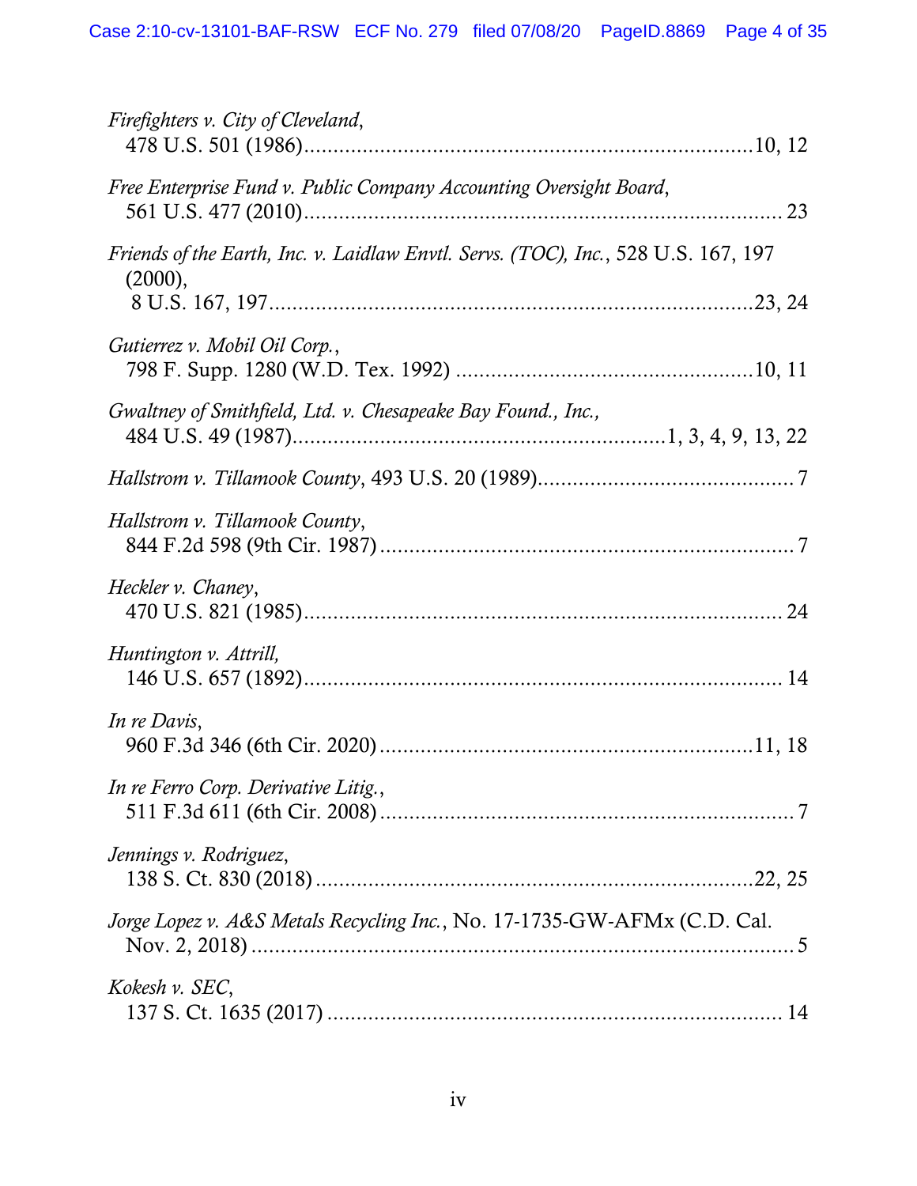*Firefighters v. City of Cleveland*,
478 U.S. 501 (1986) ........................................................................... 10, 12

*Free Enterprise Fund v. Public Company Accounting Oversight Board*,
561 U.S. 477 (2010) ........................................................................... 23

*Friends of the Earth, Inc. v. Laidlaw Envtl. Servs. (TOC), Inc.*, 528 U.S. 167, 197 (2000),
8 U.S. 167, 197 ................................................................................ 23, 24

*Gutierrez v. Mobil Oil Corp.*,
798 F. Supp. 1280 (W.D. Tex. 1992) .................................................. 10, 11

*Gwaltney of Smithfield, Ltd. v. Chesapeake Bay Found., Inc.,*
484 U.S. 49 (1987) ............................................................ 1, 3, 4, 9, 13, 22

*Hallstrom v. Tillamook County*, 493 U.S. 20 (1989) .......................................... 7

*Hallstrom v. Tillamook County*,
844 F.2d 598 (9th Cir. 1987) ..................................................................... 7

*Heckler v. Chaney*,
470 U.S. 821 (1985) ................................................................................ 24

*Huntington v. Attrill,*
146 U.S. 657 (1892) ................................................................................ 14

*In re Davis*,
960 F.3d 346 (6th Cir. 2020) ............................................................... 11, 18

*In re Ferro Corp. Derivative Litig.*,
511 F.3d 611 (6th Cir. 2008) ..................................................................... 7

*Jennings v. Rodriguez*,
138 S. Ct. 830 (2018) ......................................................................... 22, 25

*Jorge Lopez v. A&S Metals Recycling Inc.*, No. 17-1735-GW-AFMx (C.D. Cal. Nov. 2, 2018) ........................................................................................ 5

*Kokesh v. SEC*,
137 S. Ct. 1635 (2017) ............................................................................ 14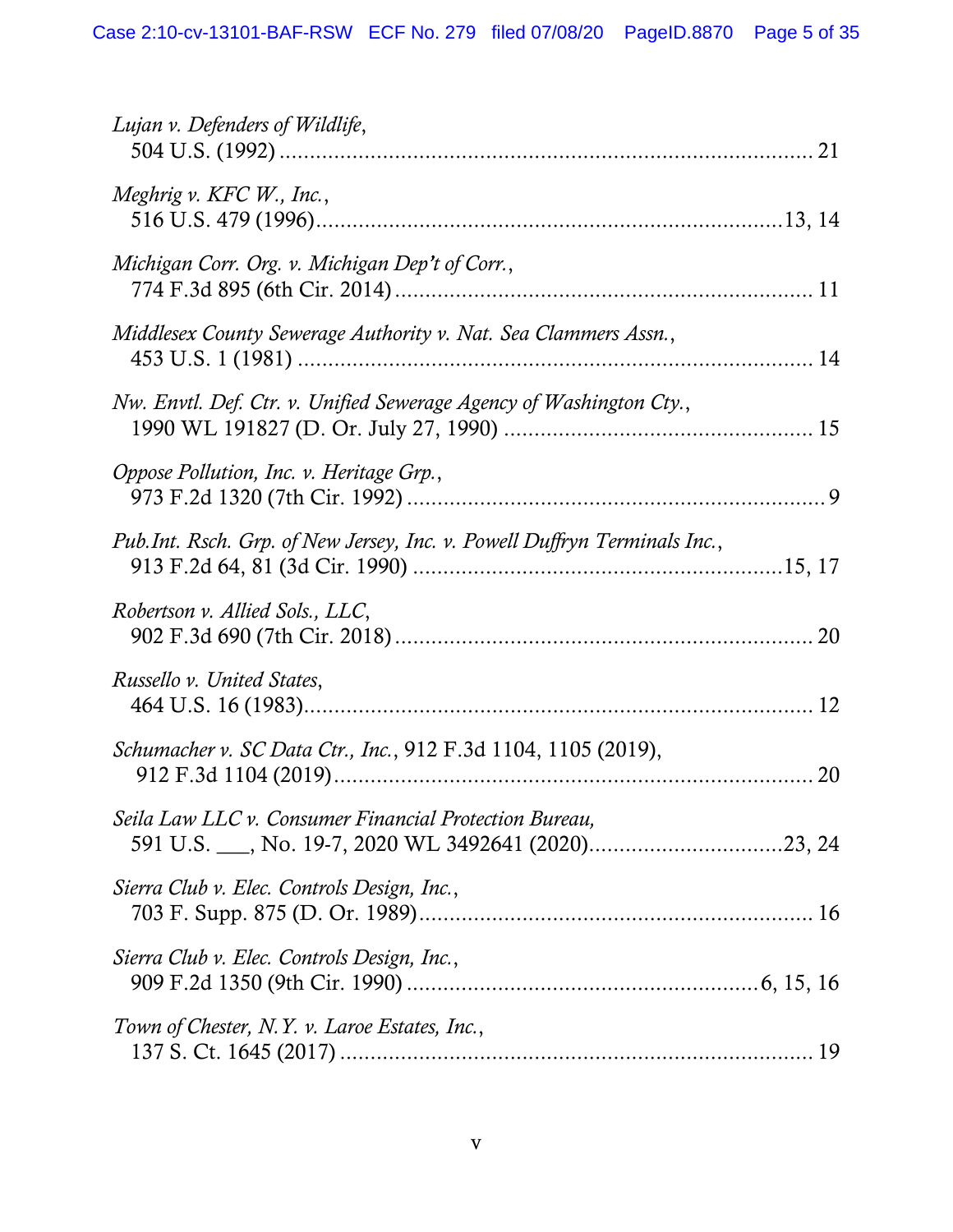*Lujan v. Defenders of Wildlife*,
504 U.S. (1992) ........................................................................................ 21

*Meghrig v. KFC W., Inc.*,
516 U.S. 479 (1996).............................................................................13, 14

*Michigan Corr. Org. v. Michigan Dep't of Corr.*,
774 F.3d 895 (6th Cir. 2014) ..................................................................... 11

*Middlesex County Sewerage Authority v. Nat. Sea Clammers Assn.*,
453 U.S. 1 (1981) ..................................................................................... 14

*Nw. Envtl. Def. Ctr. v. Unified Sewerage Agency of Washington Cty.*,
1990 WL 191827 (D. Or. July 27, 1990) ................................................... 15

*Oppose Pollution, Inc. v. Heritage Grp.*,
973 F.2d 1320 (7th Cir. 1992) ..................................................................... 9

*Pub.Int. Rsch. Grp. of New Jersey, Inc. v. Powell Duffryn Terminals Inc.*,
913 F.2d 64, 81 (3d Cir. 1990) .............................................................15, 17

*Robertson v. Allied Sols., LLC*,
902 F.3d 690 (7th Cir. 2018) ..................................................................... 20

*Russello v. United States*,
464 U.S. 16 (1983)..................................................................................... 12

*Schumacher v. SC Data Ctr., Inc.*, 912 F.3d 1104, 1105 (2019),
912 F.3d 1104 (2019)................................................................................. 20

*Seila Law LLC v. Consumer Financial Protection Bureau,*
591 U.S. ___, No. 19-7, 2020 WL 3492641 (2020)................................23, 24

*Sierra Club v. Elec. Controls Design, Inc.*,
703 F. Supp. 875 (D. Or. 1989)................................................................. 16

*Sierra Club v. Elec. Controls Design, Inc.*,
909 F.2d 1350 (9th Cir. 1990) .........................................................6, 15, 16

*Town of Chester, N.Y. v. Laroe Estates, Inc.*,
137 S. Ct. 1645 (2017) .............................................................................. 19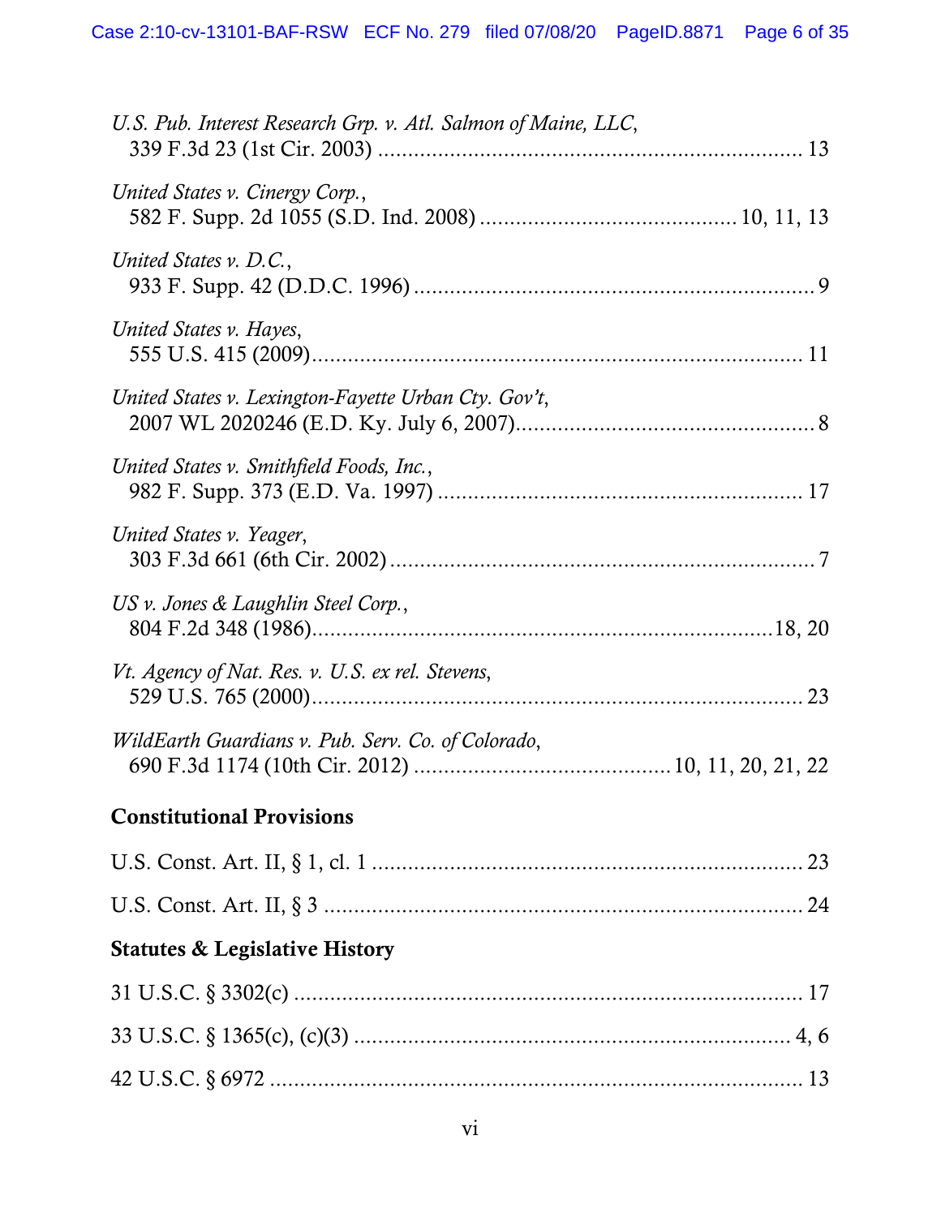*U.S. Pub. Interest Research Grp. v. Atl. Salmon of Maine, LLC*,
339 F.3d 23 (1st Cir. 2003) ....................................................................... 13

*United States v. Cinergy Corp.*,
582 F. Supp. 2d 1055 (S.D. Ind. 2008) .......................................... 10, 11, 13

*United States v. D.C.*,
933 F. Supp. 42 (D.D.C. 1996) .................................................................. 9

*United States v. Hayes*,
555 U.S. 415 (2009)................................................................................. 11

*United States v. Lexington-Fayette Urban Cty. Gov't*,
2007 WL 2020246 (E.D. Ky. July 6, 2007)................................................. 8

*United States v. Smithfield Foods, Inc.*,
982 F. Supp. 373 (E.D. Va. 1997) ............................................................ 17

*United States v. Yeager*,
303 F.3d 661 (6th Cir. 2002) ....................................................................... 7

*US v. Jones & Laughlin Steel Corp.*,
804 F.2d 348 (1986)..............................................................................18, 20

*Vt. Agency of Nat. Res. v. U.S. ex rel. Stevens*,
529 U.S. 765 (2000)................................................................................... 23

*WildEarth Guardians v. Pub. Serv. Co. of Colorado*,
690 F.3d 1174 (10th Cir. 2012) ...........................................10, 11, 20, 21, 22

**Constitutional Provisions**

U.S. Const. Art. II, § 1, cl. 1 ....................................................................... 23

U.S. Const. Art. II, § 3 ................................................................................ 24

**Statutes & Legislative History**

31 U.S.C. § 3302(c) .................................................................................... 17

33 U.S.C. § 1365(c), (c)(3) ......................................................................... 4, 6

42 U.S.C. § 6972 ........................................................................................ 13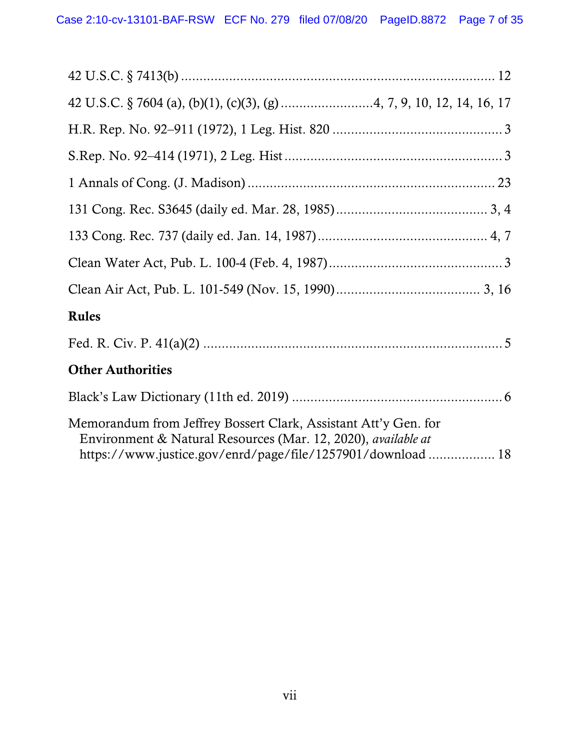42 U.S.C. § 7413(b) .................................................................................... 12

42 U.S.C. § 7604 (a), (b)(1), (c)(3), (g) .........................4, 7, 9, 10, 12, 14, 16, 17

H.R. Rep. No. 92–911 (1972), 1 Leg. Hist. 820 ............................................. 3

S.Rep. No. 92–414 (1971), 2 Leg. Hist .......................................................... 3

1 Annals of Cong. (J. Madison) .................................................................. 23

131 Cong. Rec. S3645 (daily ed. Mar. 28, 1985)......................................... 3, 4

133 Cong. Rec. 737 (daily ed. Jan. 14, 1987).............................................. 4, 7

Clean Water Act, Pub. L. 100-4 (Feb. 4, 1987).............................................. 3

Clean Air Act, Pub. L. 101-549 (Nov. 15, 1990)...................................... 3, 16

**Rules**

Fed. R. Civ. P. 41(a)(2) ................................................................................. 5

**Other Authorities**

Black's Law Dictionary (11th ed. 2019) ........................................................ 6

Memorandum from Jeffrey Bossert Clark, Assistant Att'y Gen. for Environment & Natural Resources (Mar. 12, 2020), *available at* https://www.justice.gov/enrd/page/file/1257901/download .................. 18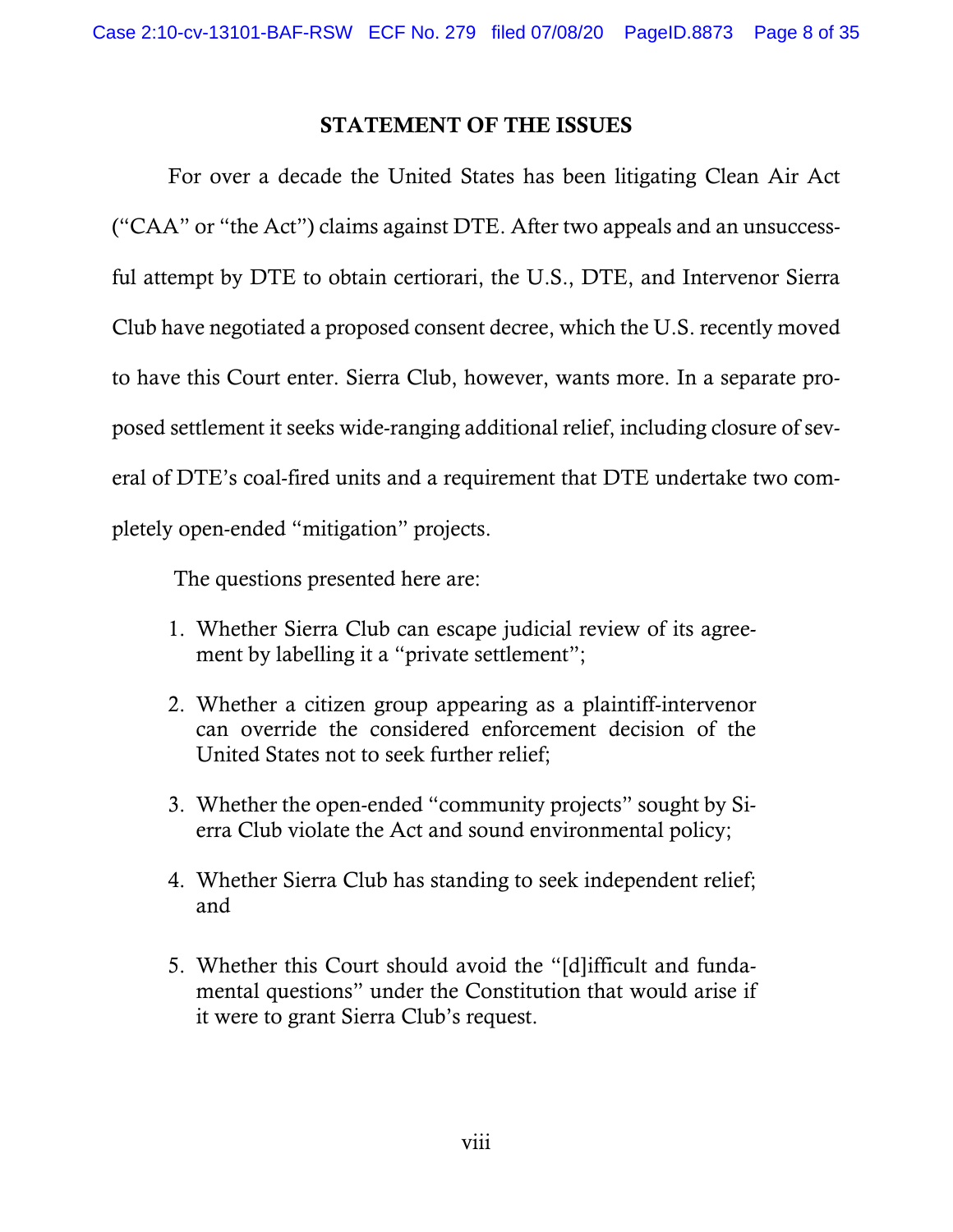## STATEMENT OF THE ISSUES

For over a decade the United States has been litigating Clean Air Act ("CAA" or "the Act") claims against DTE. After two appeals and an unsuccessful attempt by DTE to obtain certiorari, the U.S., DTE, and Intervenor Sierra Club have negotiated a proposed consent decree, which the U.S. recently moved to have this Court enter. Sierra Club, however, wants more. In a separate proposed settlement it seeks wide-ranging additional relief, including closure of several of DTE's coal-fired units and a requirement that DTE undertake two completely open-ended "mitigation" projects.

The questions presented here are:

1. Whether Sierra Club can escape judicial review of its agreement by labelling it a "private settlement";
2. Whether a citizen group appearing as a plaintiff-intervenor can override the considered enforcement decision of the United States not to seek further relief;
3. Whether the open-ended "community projects" sought by Sierra Club violate the Act and sound environmental policy;
4. Whether Sierra Club has standing to seek independent relief; and
5. Whether this Court should avoid the "[d]ifficult and fundamental questions" under the Constitution that would arise if it were to grant Sierra Club's request.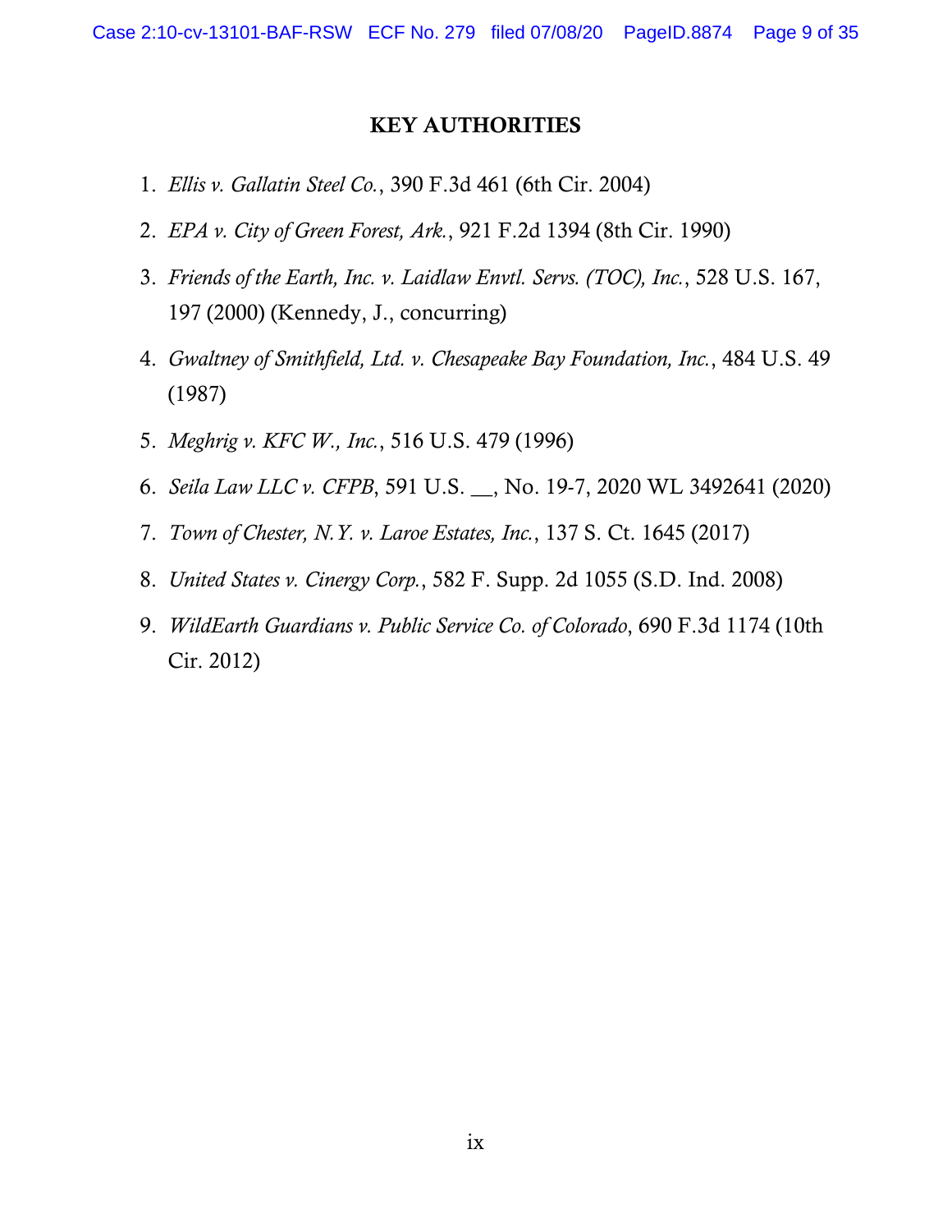## KEY AUTHORITIES

1. *Ellis v. Gallatin Steel Co.*, 390 F.3d 461 (6th Cir. 2004)
2. *EPA v. City of Green Forest, Ark.*, 921 F.2d 1394 (8th Cir. 1990)
3. *Friends of the Earth, Inc. v. Laidlaw Envtl. Servs. (TOC), Inc.*, 528 U.S. 167, 197 (2000) (Kennedy, J., concurring)
4. *Gwaltney of Smithfield, Ltd. v. Chesapeake Bay Foundation, Inc.*, 484 U.S. 49 (1987)
5. *Meghrig v. KFC W., Inc.*, 516 U.S. 479 (1996)
6. *Seila Law LLC v. CFPB*, 591 U.S. __, No. 19-7, 2020 WL 3492641 (2020)
7. *Town of Chester, N.Y. v. Laroe Estates, Inc.*, 137 S. Ct. 1645 (2017)
8. *United States v. Cinergy Corp.*, 582 F. Supp. 2d 1055 (S.D. Ind. 2008)
9. *WildEarth Guardians v. Public Service Co. of Colorado*, 690 F.3d 1174 (10th Cir. 2012)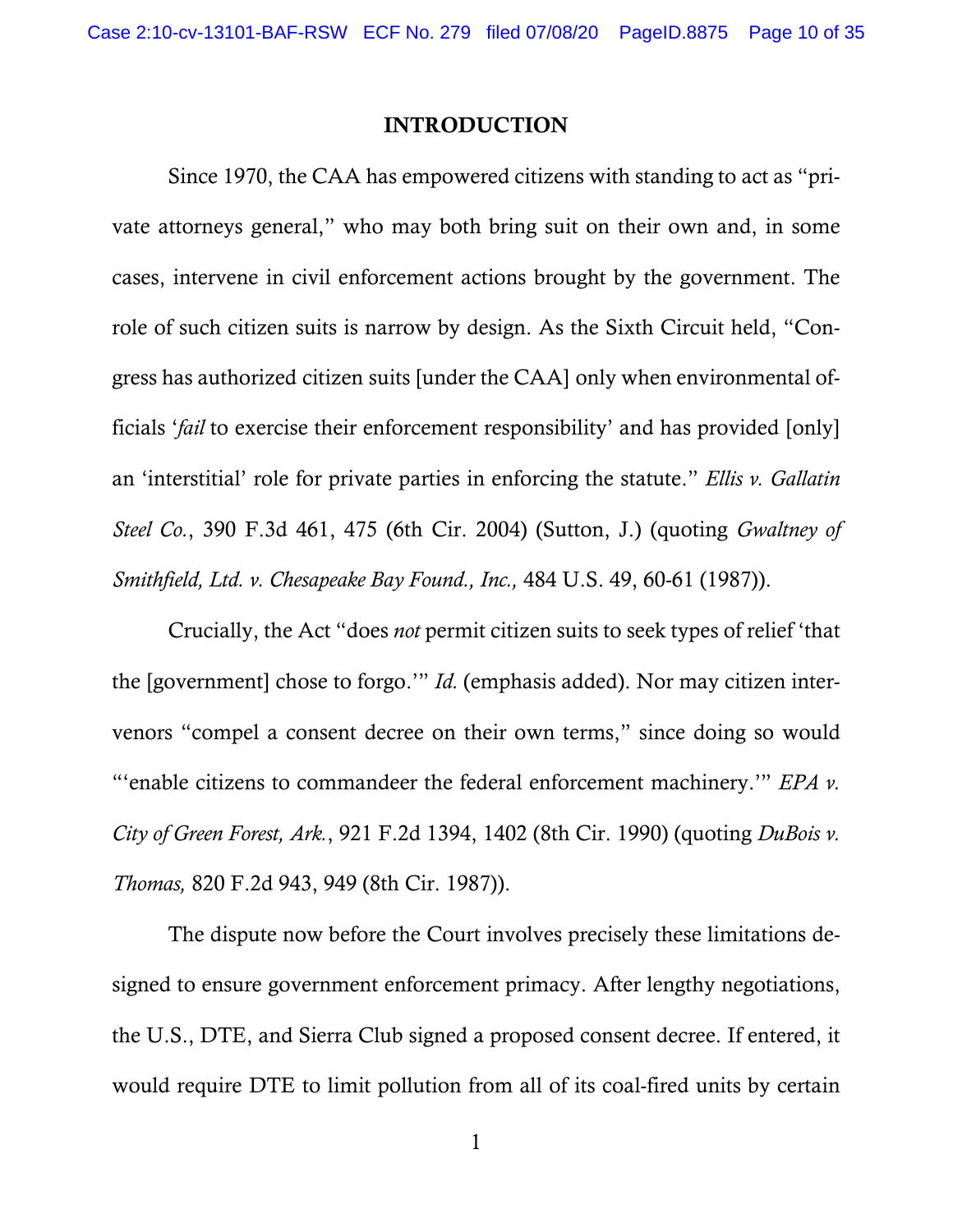## INTRODUCTION

Since 1970, the CAA has empowered citizens with standing to act as "private attorneys general," who may both bring suit on their own and, in some cases, intervene in civil enforcement actions brought by the government. The role of such citizen suits is narrow by design. As the Sixth Circuit held, "Congress has authorized citizen suits [under the CAA] only when environmental officials '*fail* to exercise their enforcement responsibility' and has provided [only] an 'interstitial' role for private parties in enforcing the statute." *Ellis v. Gallatin Steel Co.*, 390 F.3d 461, 475 (6th Cir. 2004) (Sutton, J.) (quoting *Gwaltney of Smithfield, Ltd. v. Chesapeake Bay Found., Inc.,* 484 U.S. 49, 60-61 (1987)).

Crucially, the Act "does *not* permit citizen suits to seek types of relief 'that the [government] chose to forgo.'" *Id.* (emphasis added). Nor may citizen intervenors "compel a consent decree on their own terms," since doing so would "'enable citizens to commandeer the federal enforcement machinery.'" *EPA v. City of Green Forest, Ark.*, 921 F.2d 1394, 1402 (8th Cir. 1990) (quoting *DuBois v. Thomas,* 820 F.2d 943, 949 (8th Cir. 1987)).

The dispute now before the Court involves precisely these limitations designed to ensure government enforcement primacy. After lengthy negotiations, the U.S., DTE, and Sierra Club signed a proposed consent decree. If entered, it would require DTE to limit pollution from all of its coal-fired units by certain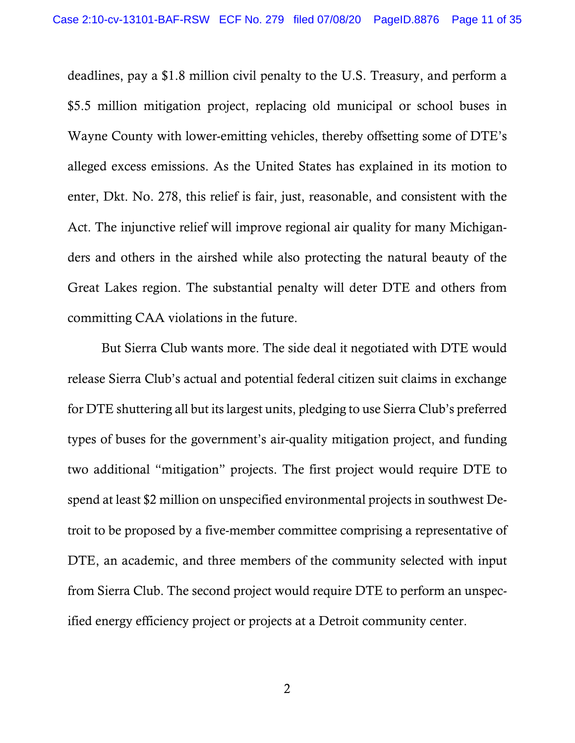deadlines, pay a $1.8 million civil penalty to the U.S. Treasury, and perform a $5.5 million mitigation project, replacing old municipal or school buses in Wayne County with lower-emitting vehicles, thereby offsetting some of DTE's alleged excess emissions. As the United States has explained in its motion to enter, Dkt. No. 278, this relief is fair, just, reasonable, and consistent with the Act. The injunctive relief will improve regional air quality for many Michiganders and others in the airshed while also protecting the natural beauty of the Great Lakes region. The substantial penalty will deter DTE and others from committing CAA violations in the future.

But Sierra Club wants more. The side deal it negotiated with DTE would release Sierra Club's actual and potential federal citizen suit claims in exchange for DTE shuttering all but its largest units, pledging to use Sierra Club's preferred types of buses for the government's air-quality mitigation project, and funding two additional "mitigation" projects. The first project would require DTE to spend at least $2 million on unspecified environmental projects in southwest Detroit to be proposed by a five-member committee comprising a representative of DTE, an academic, and three members of the community selected with input from Sierra Club. The second project would require DTE to perform an unspecified energy efficiency project or projects at a Detroit community center.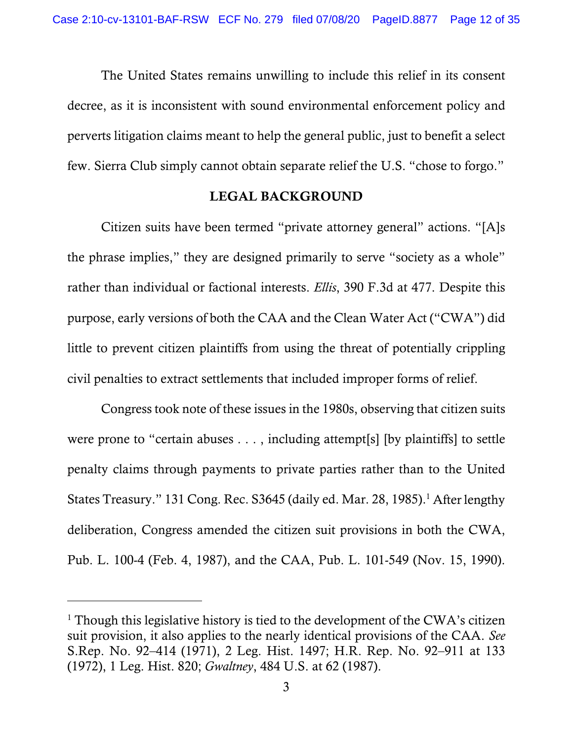The United States remains unwilling to include this relief in its consent decree, as it is inconsistent with sound environmental enforcement policy and perverts litigation claims meant to help the general public, just to benefit a select few. Sierra Club simply cannot obtain separate relief the U.S. "chose to forgo."

## LEGAL BACKGROUND

Citizen suits have been termed "private attorney general" actions. "[A]s the phrase implies," they are designed primarily to serve "society as a whole" rather than individual or factional interests. *Ellis*, 390 F.3d at 477. Despite this purpose, early versions of both the CAA and the Clean Water Act ("CWA") did little to prevent citizen plaintiffs from using the threat of potentially crippling civil penalties to extract settlements that included improper forms of relief.

Congress took note of these issues in the 1980s, observing that citizen suits were prone to "certain abuses . . . , including attempt[s] [by plaintiffs] to settle penalty claims through payments to private parties rather than to the United States Treasury." 131 Cong. Rec. S3645 (daily ed. Mar. 28, 1985).[1] After lengthy deliberation, Congress amended the citizen suit provisions in both the CWA, Pub. L. 100-4 (Feb. 4, 1987), and the CAA, Pub. L. 101-549 (Nov. 15, 1990).

---

[1] Though this legislative history is tied to the development of the CWA's citizen suit provision, it also applies to the nearly identical provisions of the CAA. *See* S.Rep. No. 92–414 (1971), 2 Leg. Hist. 1497; H.R. Rep. No. 92–911 at 133 (1972), 1 Leg. Hist. 820; *Gwaltney*, 484 U.S. at 62 (1987).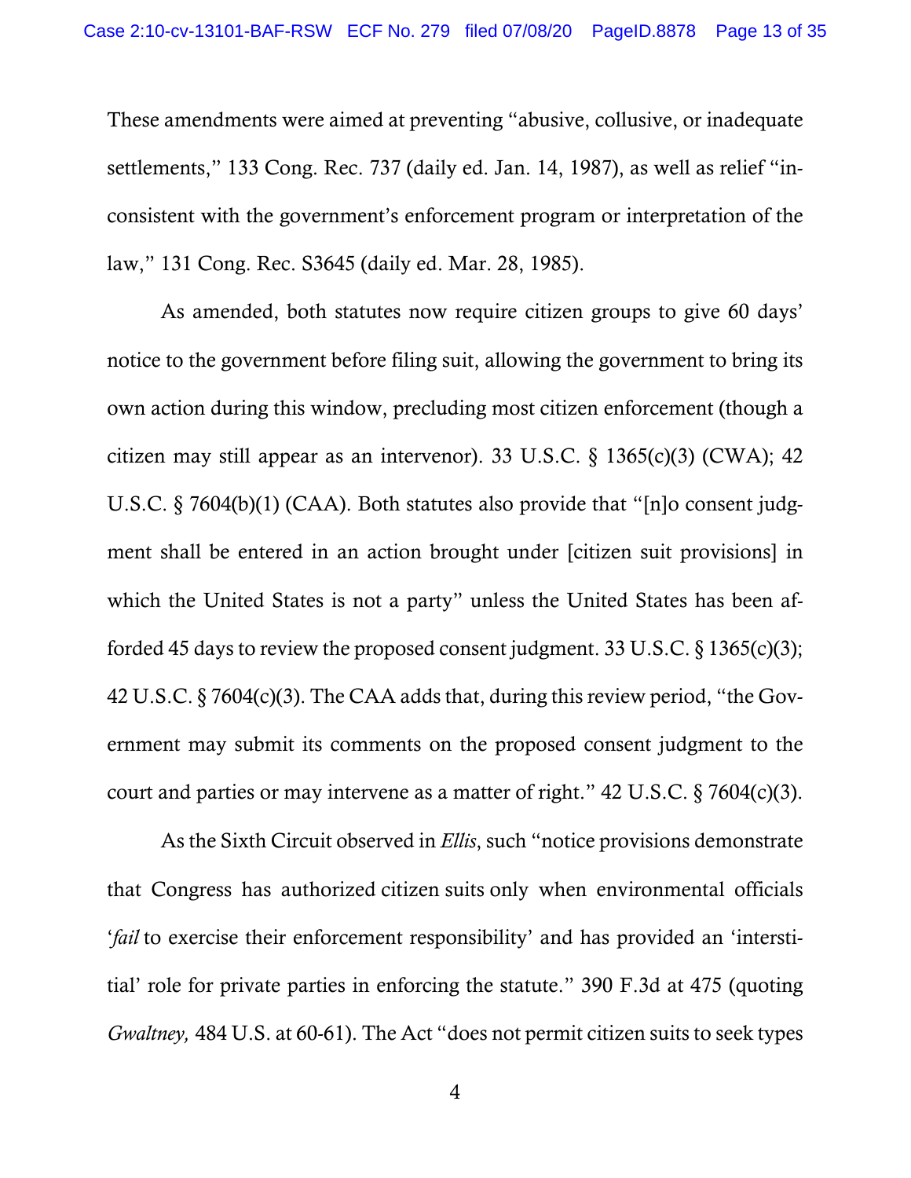These amendments were aimed at preventing "abusive, collusive, or inadequate settlements," 133 Cong. Rec. 737 (daily ed. Jan. 14, 1987), as well as relief "inconsistent with the government's enforcement program or interpretation of the law," 131 Cong. Rec. S3645 (daily ed. Mar. 28, 1985).

As amended, both statutes now require citizen groups to give 60 days' notice to the government before filing suit, allowing the government to bring its own action during this window, precluding most citizen enforcement (though a citizen may still appear as an intervenor). 33 U.S.C. § 1365(c)(3) (CWA); 42 U.S.C. § 7604(b)(1) (CAA). Both statutes also provide that "[n]o consent judgment shall be entered in an action brought under [citizen suit provisions] in which the United States is not a party" unless the United States has been afforded 45 days to review the proposed consent judgment. 33 U.S.C. § 1365(c)(3); 42 U.S.C. § 7604(c)(3). The CAA adds that, during this review period, "the Government may submit its comments on the proposed consent judgment to the court and parties or may intervene as a matter of right." 42 U.S.C. § 7604(c)(3).

As the Sixth Circuit observed in *Ellis*, such "notice provisions demonstrate that Congress has authorized citizen suits only when environmental officials '*fail* to exercise their enforcement responsibility' and has provided an 'interstitial' role for private parties in enforcing the statute." 390 F.3d at 475 (quoting *Gwaltney,* 484 U.S. at 60-61). The Act "does not permit citizen suits to seek types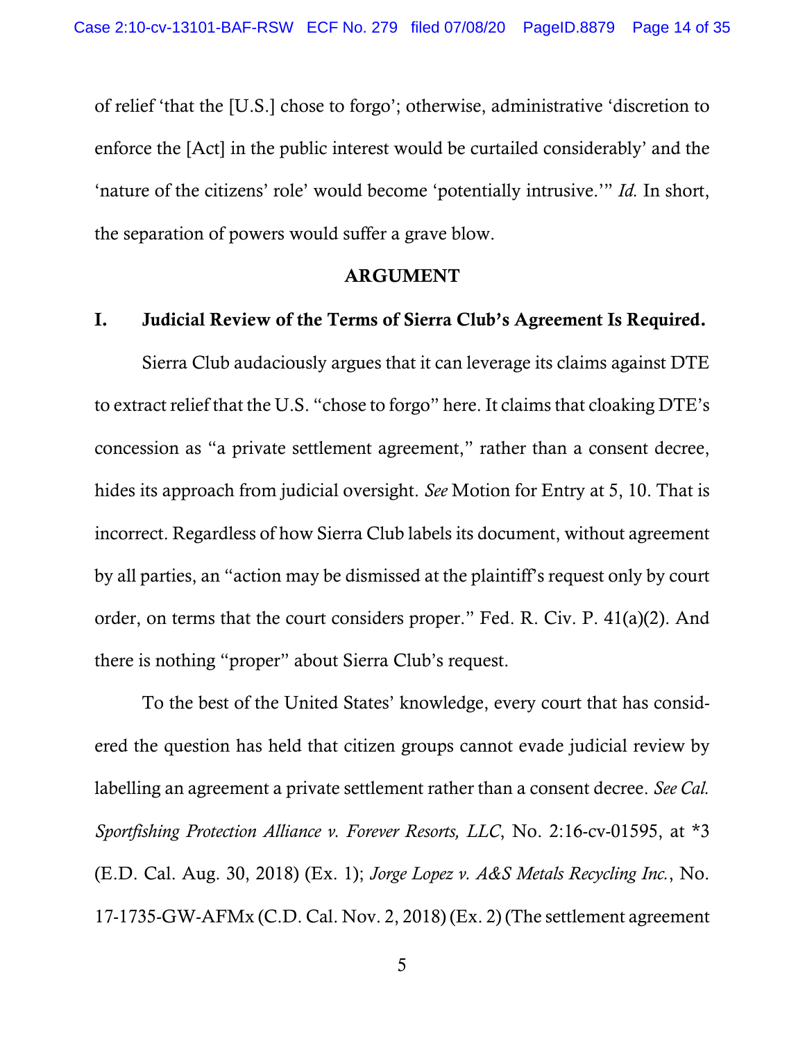of relief 'that the [U.S.] chose to forgo'; otherwise, administrative 'discretion to enforce the [Act] in the public interest would be curtailed considerably' and the 'nature of the citizens' role' would become 'potentially intrusive.'" *Id.* In short, the separation of powers would suffer a grave blow.

## ARGUMENT

### I. Judicial Review of the Terms of Sierra Club's Agreement Is Required.

Sierra Club audaciously argues that it can leverage its claims against DTE to extract relief that the U.S. "chose to forgo" here. It claims that cloaking DTE's concession as "a private settlement agreement," rather than a consent decree, hides its approach from judicial oversight. *See* Motion for Entry at 5, 10. That is incorrect. Regardless of how Sierra Club labels its document, without agreement by all parties, an "action may be dismissed at the plaintiff's request only by court order, on terms that the court considers proper." Fed. R. Civ. P. 41(a)(2). And there is nothing "proper" about Sierra Club's request.

To the best of the United States' knowledge, every court that has considered the question has held that citizen groups cannot evade judicial review by labelling an agreement a private settlement rather than a consent decree. *See Cal. Sportfishing Protection Alliance v. Forever Resorts, LLC*, No. 2:16-cv-01595, at *3 (E.D. Cal. Aug. 30, 2018) (Ex. 1); *Jorge Lopez v. A&S Metals Recycling Inc.*, No. 17-1735-GW-AFMx (C.D. Cal. Nov. 2, 2018) (Ex. 2) (The settlement agreement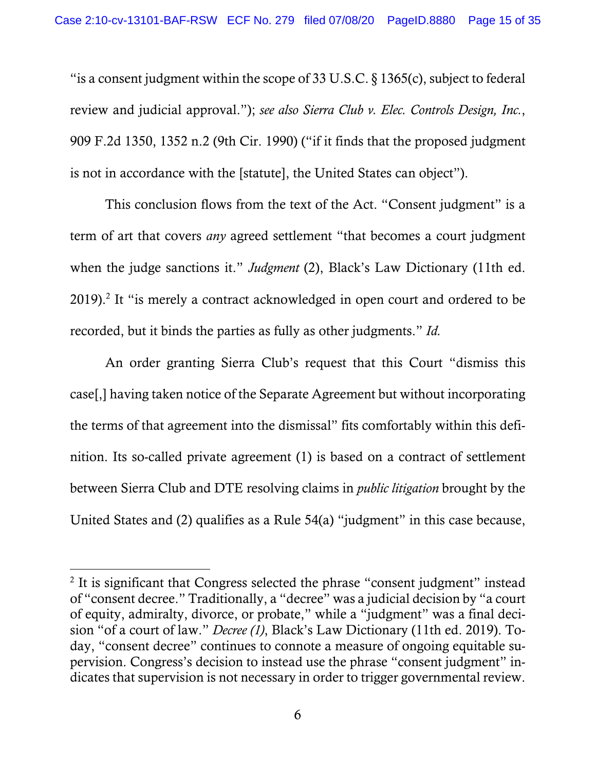"is a consent judgment within the scope of 33 U.S.C. § 1365(c), subject to federal review and judicial approval."); *see also Sierra Club v. Elec. Controls Design, Inc.*, 909 F.2d 1350, 1352 n.2 (9th Cir. 1990) ("if it finds that the proposed judgment is not in accordance with the [statute], the United States can object").

This conclusion flows from the text of the Act. "Consent judgment" is a term of art that covers *any* agreed settlement "that becomes a court judgment when the judge sanctions it." *Judgment* (2), Black's Law Dictionary (11th ed. 2019).[2] It "is merely a contract acknowledged in open court and ordered to be recorded, but it binds the parties as fully as other judgments." *Id.*

An order granting Sierra Club's request that this Court "dismiss this case[,] having taken notice of the Separate Agreement but without incorporating the terms of that agreement into the dismissal" fits comfortably within this definition. Its so-called private agreement (1) is based on a contract of settlement between Sierra Club and DTE resolving claims in *public litigation* brought by the United States and (2) qualifies as a Rule 54(a) "judgment" in this case because,

---

[2] It is significant that Congress selected the phrase "consent judgment" instead of "consent decree." Traditionally, a "decree" was a judicial decision by "a court of equity, admiralty, divorce, or probate," while a "judgment" was a final decision "of a court of law." *Decree (1)*, Black's Law Dictionary (11th ed. 2019). Today, "consent decree" continues to connote a measure of ongoing equitable supervision. Congress's decision to instead use the phrase "consent judgment" indicates that supervision is not necessary in order to trigger governmental review.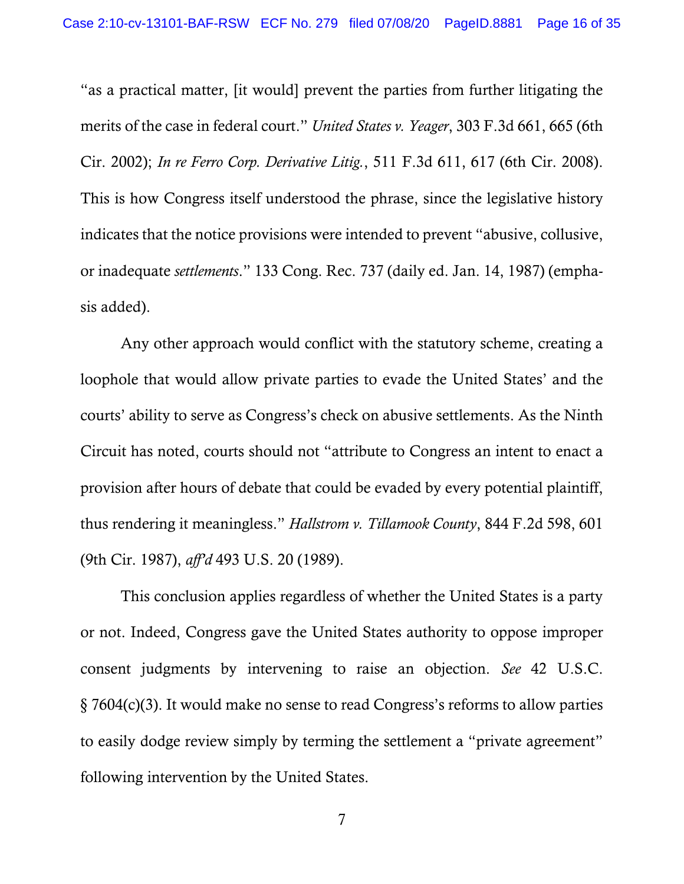"as a practical matter, [it would] prevent the parties from further litigating the merits of the case in federal court." *United States v. Yeager*, 303 F.3d 661, 665 (6th Cir. 2002); *In re Ferro Corp. Derivative Litig.*, 511 F.3d 611, 617 (6th Cir. 2008). This is how Congress itself understood the phrase, since the legislative history indicates that the notice provisions were intended to prevent "abusive, collusive, or inadequate *settlements*." 133 Cong. Rec. 737 (daily ed. Jan. 14, 1987) (emphasis added).

Any other approach would conflict with the statutory scheme, creating a loophole that would allow private parties to evade the United States' and the courts' ability to serve as Congress's check on abusive settlements. As the Ninth Circuit has noted, courts should not "attribute to Congress an intent to enact a provision after hours of debate that could be evaded by every potential plaintiff, thus rendering it meaningless." *Hallstrom v. Tillamook County*, 844 F.2d 598, 601 (9th Cir. 1987), *aff'd* 493 U.S. 20 (1989).

This conclusion applies regardless of whether the United States is a party or not. Indeed, Congress gave the United States authority to oppose improper consent judgments by intervening to raise an objection. *See* 42 U.S.C. § 7604(c)(3). It would make no sense to read Congress's reforms to allow parties to easily dodge review simply by terming the settlement a "private agreement" following intervention by the United States.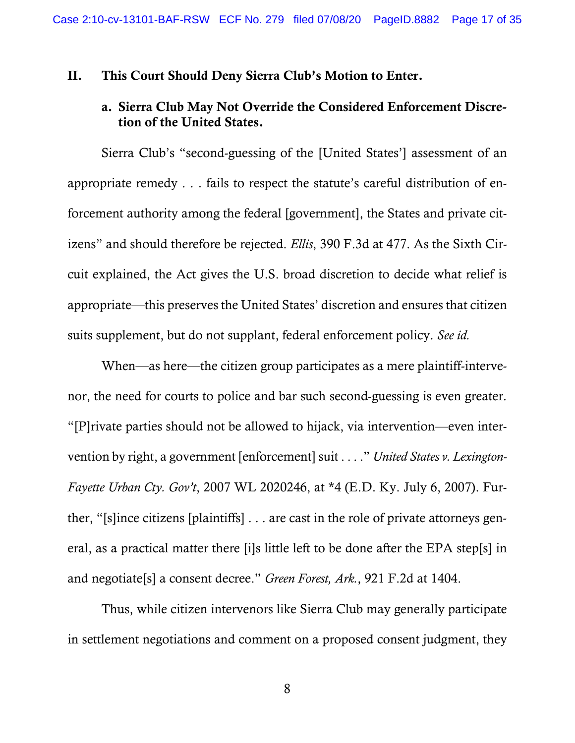## II. This Court Should Deny Sierra Club's Motion to Enter.

### a. Sierra Club May Not Override the Considered Enforcement Discretion of the United States.

Sierra Club's "second-guessing of the [United States'] assessment of an appropriate remedy . . . fails to respect the statute's careful distribution of enforcement authority among the federal [government], the States and private citizens" and should therefore be rejected. *Ellis*, 390 F.3d at 477. As the Sixth Circuit explained, the Act gives the U.S. broad discretion to decide what relief is appropriate—this preserves the United States' discretion and ensures that citizen suits supplement, but do not supplant, federal enforcement policy. *See id.*

When—as here—the citizen group participates as a mere plaintiff-intervenor, the need for courts to police and bar such second-guessing is even greater. "[P]rivate parties should not be allowed to hijack, via intervention—even intervention by right, a government [enforcement] suit . . . ." *United States v. Lexington-Fayette Urban Cty. Gov't*, 2007 WL 2020246, at *4 (E.D. Ky. July 6, 2007). Further, "[s]ince citizens [plaintiffs] . . . are cast in the role of private attorneys general, as a practical matter there [i]s little left to be done after the EPA step[s] in and negotiate[s] a consent decree." *Green Forest, Ark.*, 921 F.2d at 1404.

Thus, while citizen intervenors like Sierra Club may generally participate in settlement negotiations and comment on a proposed consent judgment, they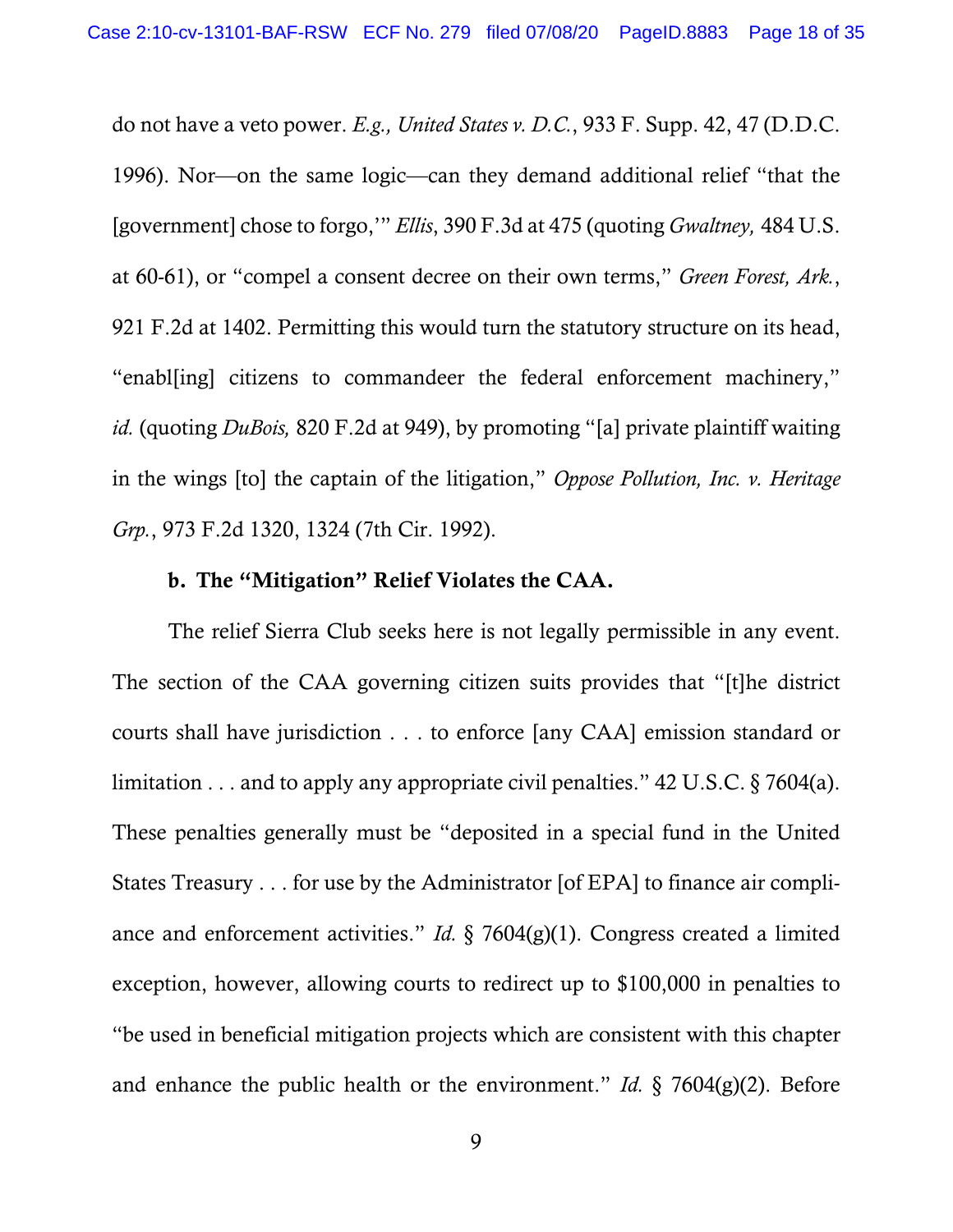do not have a veto power. *E.g., United States v. D.C.*, 933 F. Supp. 42, 47 (D.D.C. 1996). Nor—on the same logic—can they demand additional relief "that the [government] chose to forgo,'" *Ellis*, 390 F.3d at 475 (quoting *Gwaltney,* 484 U.S. at 60-61), or "compel a consent decree on their own terms," *Green Forest, Ark.*, 921 F.2d at 1402. Permitting this would turn the statutory structure on its head, "enabl[ing] citizens to commandeer the federal enforcement machinery," *id.* (quoting *DuBois,* 820 F.2d at 949), by promoting "[a] private plaintiff waiting in the wings [to] the captain of the litigation," *Oppose Pollution, Inc. v. Heritage Grp.*, 973 F.2d 1320, 1324 (7th Cir. 1992).

**b. The "Mitigation" Relief Violates the CAA.**

The relief Sierra Club seeks here is not legally permissible in any event. The section of the CAA governing citizen suits provides that "[t]he district courts shall have jurisdiction . . . to enforce [any CAA] emission standard or limitation . . . and to apply any appropriate civil penalties." 42 U.S.C. § 7604(a). These penalties generally must be "deposited in a special fund in the United States Treasury . . . for use by the Administrator [of EPA] to finance air compliance and enforcement activities." *Id.* § 7604(g)(1). Congress created a limited exception, however, allowing courts to redirect up to $100,000 in penalties to "be used in beneficial mitigation projects which are consistent with this chapter and enhance the public health or the environment." *Id.* § 7604(g)(2). Before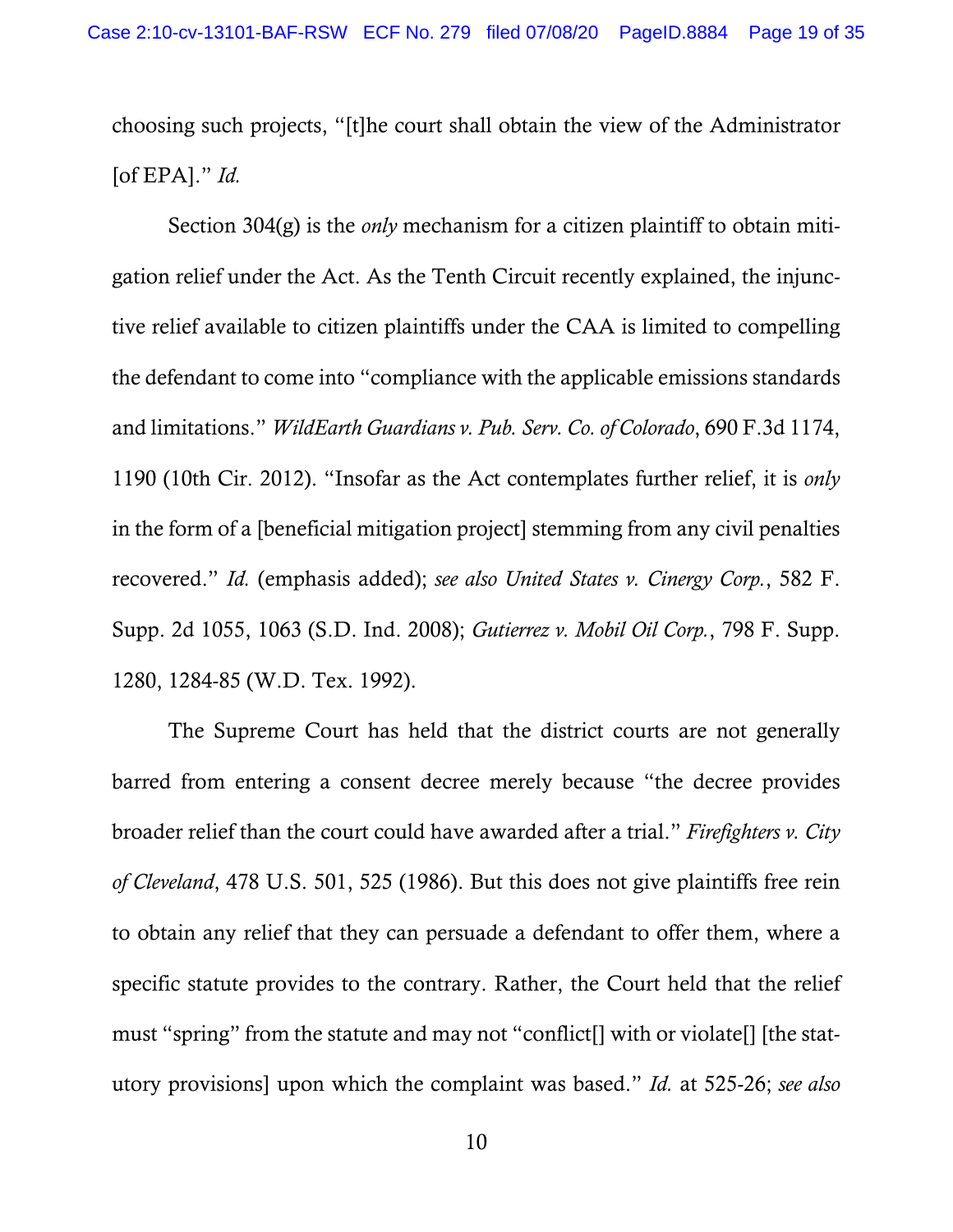choosing such projects, "[t]he court shall obtain the view of the Administrator [of EPA]." *Id.*

Section 304(g) is the *only* mechanism for a citizen plaintiff to obtain mitigation relief under the Act. As the Tenth Circuit recently explained, the injunctive relief available to citizen plaintiffs under the CAA is limited to compelling the defendant to come into "compliance with the applicable emissions standards and limitations." *WildEarth Guardians v. Pub. Serv. Co. of Colorado*, 690 F.3d 1174, 1190 (10th Cir. 2012). "Insofar as the Act contemplates further relief, it is *only* in the form of a [beneficial mitigation project] stemming from any civil penalties recovered." *Id.* (emphasis added); *see also United States v. Cinergy Corp.*, 582 F. Supp. 2d 1055, 1063 (S.D. Ind. 2008); *Gutierrez v. Mobil Oil Corp.*, 798 F. Supp. 1280, 1284-85 (W.D. Tex. 1992).

The Supreme Court has held that the district courts are not generally barred from entering a consent decree merely because "the decree provides broader relief than the court could have awarded after a trial." *Firefighters v. City of Cleveland*, 478 U.S. 501, 525 (1986). But this does not give plaintiffs free rein to obtain any relief that they can persuade a defendant to offer them, where a specific statute provides to the contrary. Rather, the Court held that the relief must "spring" from the statute and may not "conflict[] with or violate[] [the statutory provisions] upon which the complaint was based." *Id.* at 525-26; *see also*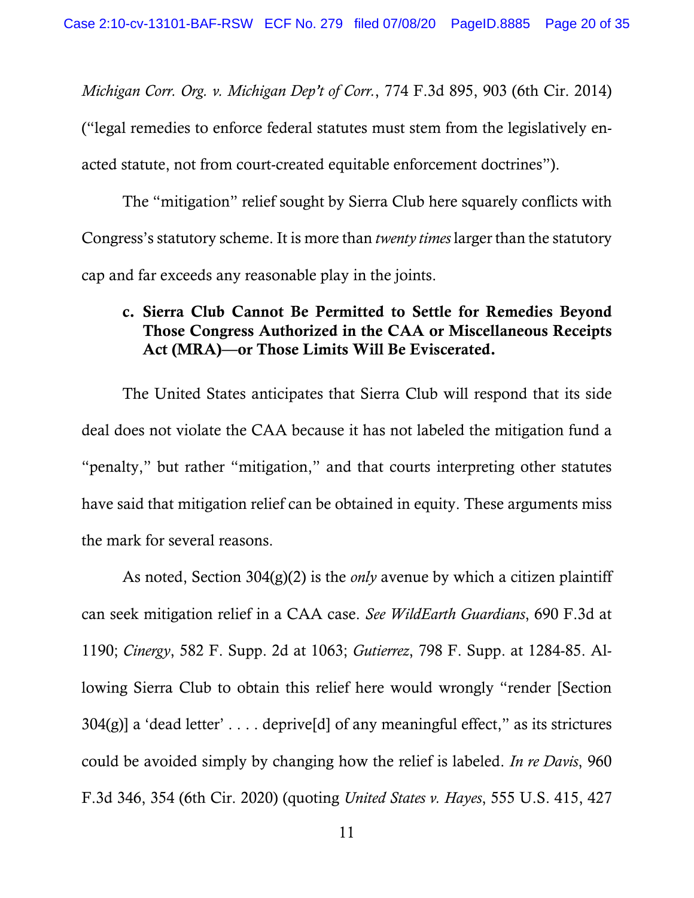*Michigan Corr. Org. v. Michigan Dep't of Corr.*, 774 F.3d 895, 903 (6th Cir. 2014) ("legal remedies to enforce federal statutes must stem from the legislatively enacted statute, not from court-created equitable enforcement doctrines").

The "mitigation" relief sought by Sierra Club here squarely conflicts with Congress's statutory scheme. It is more than *twenty times* larger than the statutory cap and far exceeds any reasonable play in the joints.

**c. Sierra Club Cannot Be Permitted to Settle for Remedies Beyond Those Congress Authorized in the CAA or Miscellaneous Receipts Act (MRA)—or Those Limits Will Be Eviscerated.**

The United States anticipates that Sierra Club will respond that its side deal does not violate the CAA because it has not labeled the mitigation fund a "penalty," but rather "mitigation," and that courts interpreting other statutes have said that mitigation relief can be obtained in equity. These arguments miss the mark for several reasons.

As noted, Section 304(g)(2) is the *only* avenue by which a citizen plaintiff can seek mitigation relief in a CAA case. *See WildEarth Guardians*, 690 F.3d at 1190; *Cinergy*, 582 F. Supp. 2d at 1063; *Gutierrez*, 798 F. Supp. at 1284-85. Allowing Sierra Club to obtain this relief here would wrongly "render [Section 304(g)] a 'dead letter' . . . . deprive[d] of any meaningful effect," as its strictures could be avoided simply by changing how the relief is labeled. *In re Davis*, 960 F.3d 346, 354 (6th Cir. 2020) (quoting *United States v. Hayes*, 555 U.S. 415, 427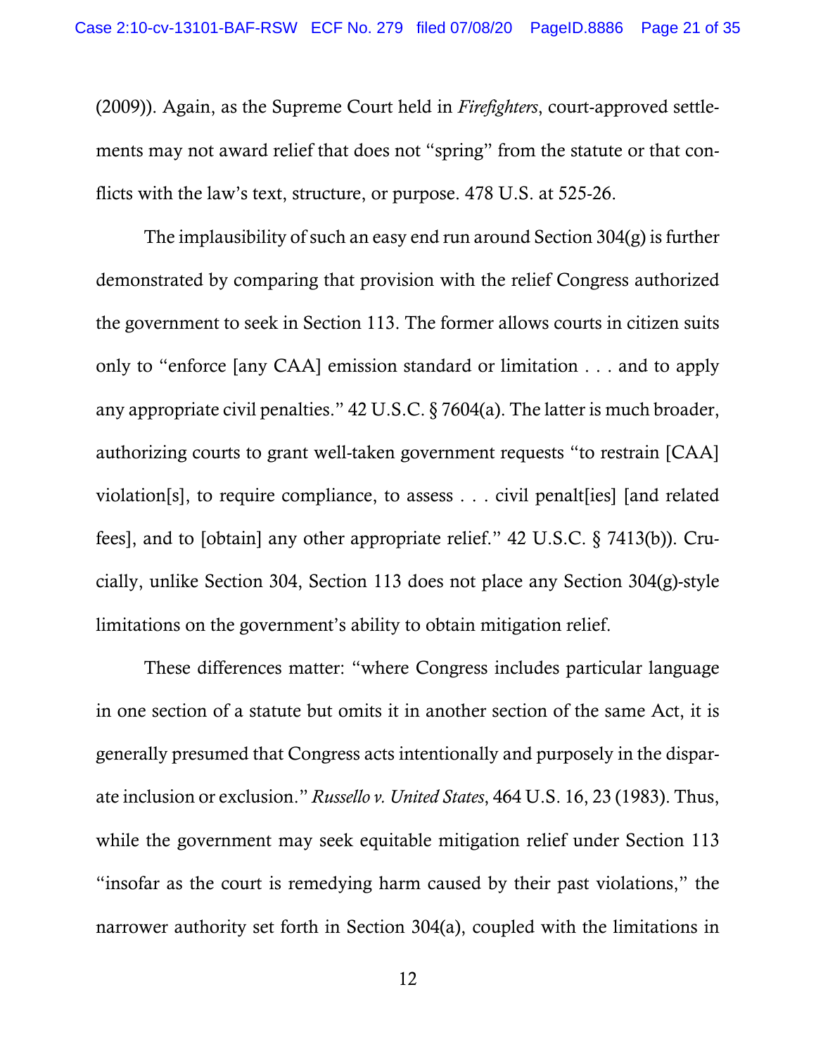(2009)). Again, as the Supreme Court held in *Firefighters*, court-approved settlements may not award relief that does not "spring" from the statute or that conflicts with the law's text, structure, or purpose. 478 U.S. at 525-26.

The implausibility of such an easy end run around Section 304(g) is further demonstrated by comparing that provision with the relief Congress authorized the government to seek in Section 113. The former allows courts in citizen suits only to "enforce [any CAA] emission standard or limitation . . . and to apply any appropriate civil penalties." 42 U.S.C. § 7604(a). The latter is much broader, authorizing courts to grant well-taken government requests "to restrain [CAA] violation[s], to require compliance, to assess . . . civil penalt[ies] [and related fees], and to [obtain] any other appropriate relief." 42 U.S.C. § 7413(b)). Crucially, unlike Section 304, Section 113 does not place any Section 304(g)-style limitations on the government's ability to obtain mitigation relief.

These differences matter: "where Congress includes particular language in one section of a statute but omits it in another section of the same Act, it is generally presumed that Congress acts intentionally and purposely in the disparate inclusion or exclusion." *Russello v. United States*, 464 U.S. 16, 23 (1983). Thus, while the government may seek equitable mitigation relief under Section 113 "insofar as the court is remedying harm caused by their past violations," the narrower authority set forth in Section 304(a), coupled with the limitations in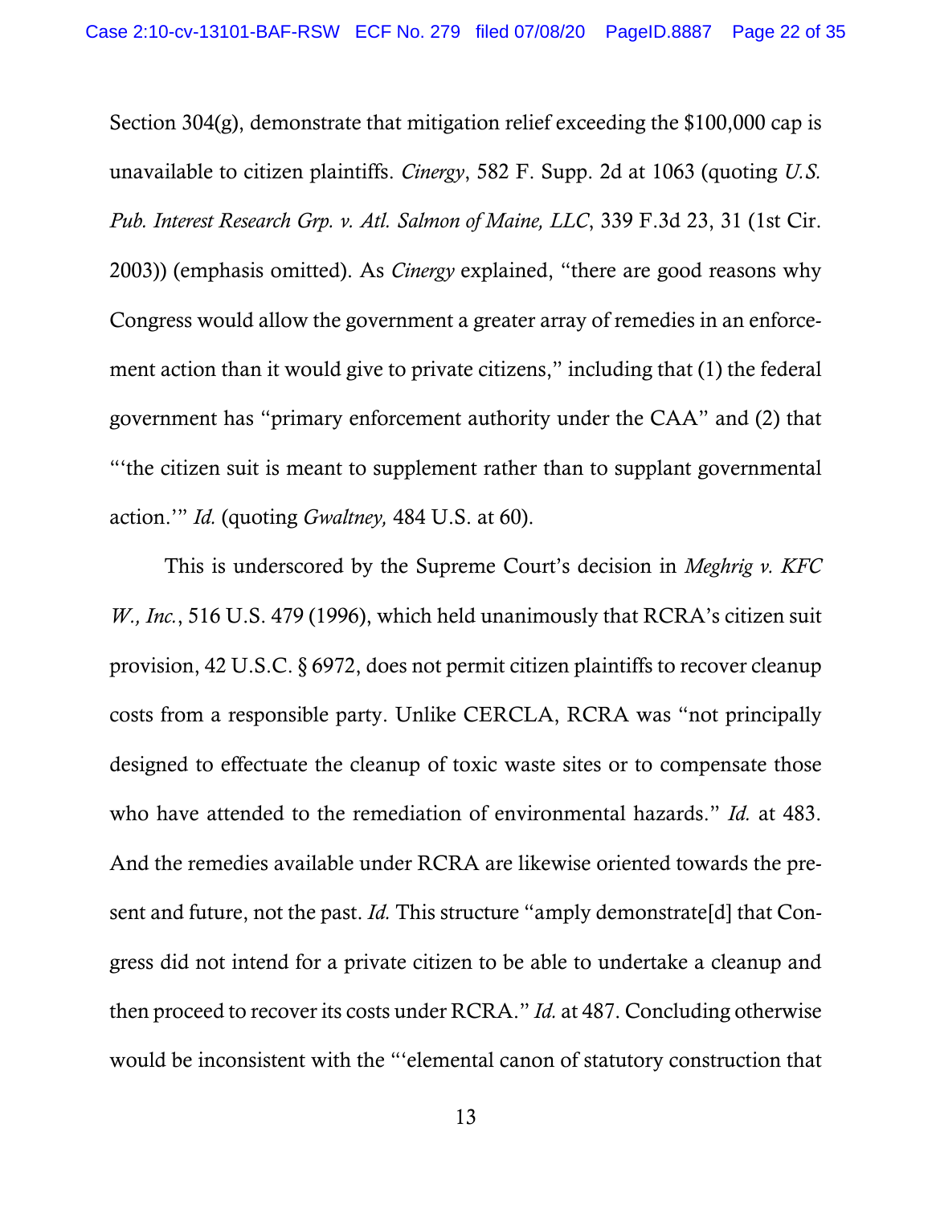Section 304(g), demonstrate that mitigation relief exceeding the $100,000 cap is unavailable to citizen plaintiffs. *Cinergy*, 582 F. Supp. 2d at 1063 (quoting *U.S. Pub. Interest Research Grp. v. Atl. Salmon of Maine, LLC*, 339 F.3d 23, 31 (1st Cir. 2003)) (emphasis omitted). As *Cinergy* explained, "there are good reasons why Congress would allow the government a greater array of remedies in an enforcement action than it would give to private citizens," including that (1) the federal government has "primary enforcement authority under the CAA" and (2) that "'the citizen suit is meant to supplement rather than to supplant governmental action.'" *Id.* (quoting *Gwaltney,* 484 U.S. at 60).

This is underscored by the Supreme Court's decision in *Meghrig v. KFC W., Inc.*, 516 U.S. 479 (1996), which held unanimously that RCRA's citizen suit provision, 42 U.S.C. § 6972, does not permit citizen plaintiffs to recover cleanup costs from a responsible party. Unlike CERCLA, RCRA was "not principally designed to effectuate the cleanup of toxic waste sites or to compensate those who have attended to the remediation of environmental hazards." *Id.* at 483. And the remedies available under RCRA are likewise oriented towards the present and future, not the past. *Id.* This structure "amply demonstrate[d] that Congress did not intend for a private citizen to be able to undertake a cleanup and then proceed to recover its costs under RCRA." *Id.* at 487. Concluding otherwise would be inconsistent with the "'elemental canon of statutory construction that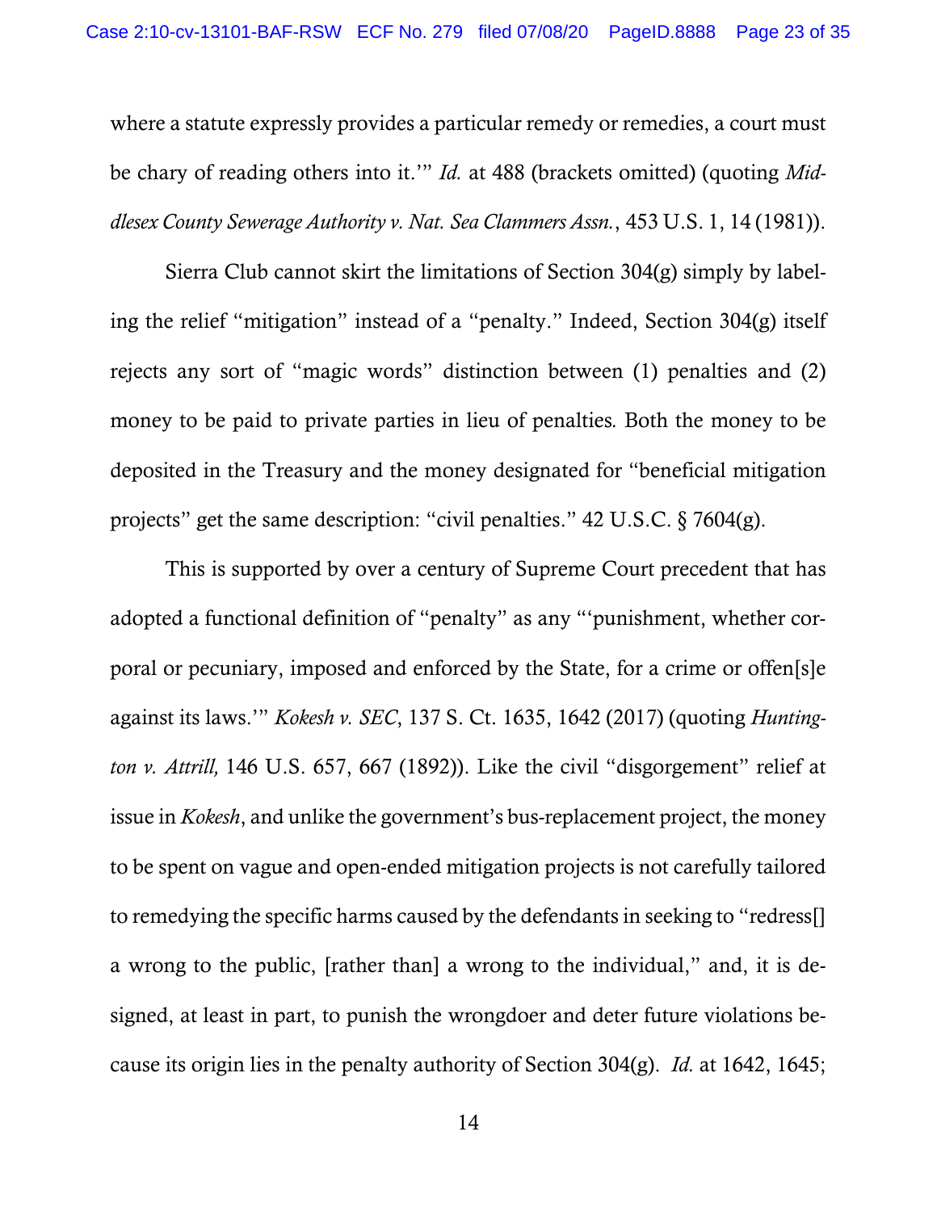where a statute expressly provides a particular remedy or remedies, a court must be chary of reading others into it.'" *Id.* at 488 (brackets omitted) (quoting *Middlesex County Sewerage Authority v. Nat. Sea Clammers Assn.*, 453 U.S. 1, 14 (1981)).

Sierra Club cannot skirt the limitations of Section 304(g) simply by labeling the relief "mitigation" instead of a "penalty." Indeed, Section 304(g) itself rejects any sort of "magic words" distinction between (1) penalties and (2) money to be paid to private parties in lieu of penalties. Both the money to be deposited in the Treasury and the money designated for "beneficial mitigation projects" get the same description: "civil penalties." 42 U.S.C. § 7604(g).

This is supported by over a century of Supreme Court precedent that has adopted a functional definition of "penalty" as any "'punishment, whether corporal or pecuniary, imposed and enforced by the State, for a crime or offen[s]e against its laws.'" *Kokesh v. SEC*, 137 S. Ct. 1635, 1642 (2017) (quoting *Huntington v. Attrill,* 146 U.S. 657, 667 (1892)). Like the civil "disgorgement" relief at issue in *Kokesh*, and unlike the government's bus-replacement project, the money to be spent on vague and open-ended mitigation projects is not carefully tailored to remedying the specific harms caused by the defendants in seeking to "redress[] a wrong to the public, [rather than] a wrong to the individual," and, it is designed, at least in part, to punish the wrongdoer and deter future violations because its origin lies in the penalty authority of Section 304(g). *Id.* at 1642, 1645;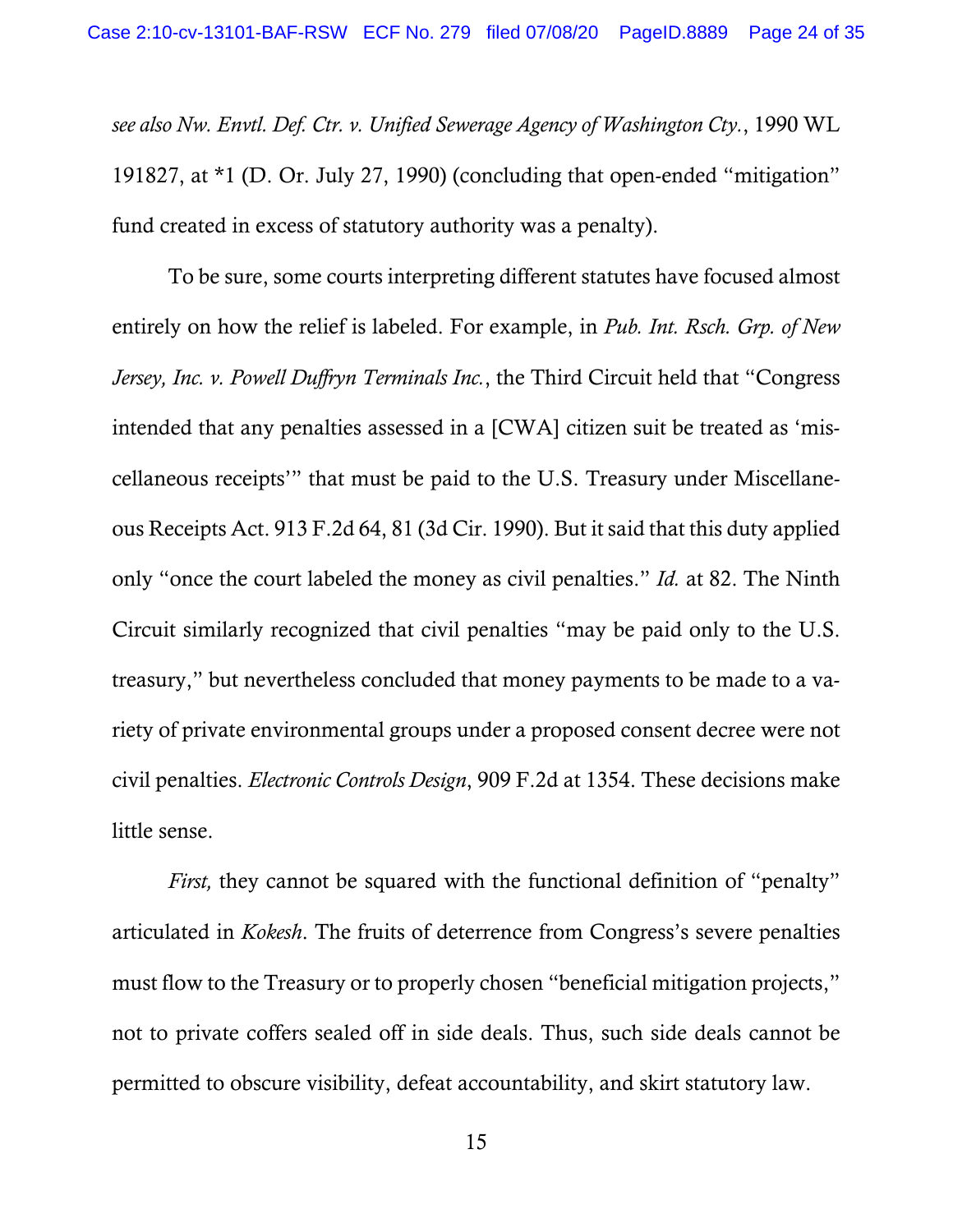*see also Nw. Envtl. Def. Ctr. v. Unified Sewerage Agency of Washington Cty.*, 1990 WL 191827, at *1 (D. Or. July 27, 1990) (concluding that open-ended "mitigation" fund created in excess of statutory authority was a penalty).

To be sure, some courts interpreting different statutes have focused almost entirely on how the relief is labeled. For example, in *Pub. Int. Rsch. Grp. of New Jersey, Inc. v. Powell Duffryn Terminals Inc.*, the Third Circuit held that "Congress intended that any penalties assessed in a [CWA] citizen suit be treated as 'miscellaneous receipts'" that must be paid to the U.S. Treasury under Miscellaneous Receipts Act. 913 F.2d 64, 81 (3d Cir. 1990). But it said that this duty applied only "once the court labeled the money as civil penalties." *Id.* at 82. The Ninth Circuit similarly recognized that civil penalties "may be paid only to the U.S. treasury," but nevertheless concluded that money payments to be made to a variety of private environmental groups under a proposed consent decree were not civil penalties. *Electronic Controls Design*, 909 F.2d at 1354. These decisions make little sense.

*First,* they cannot be squared with the functional definition of "penalty" articulated in *Kokesh*. The fruits of deterrence from Congress's severe penalties must flow to the Treasury or to properly chosen "beneficial mitigation projects," not to private coffers sealed off in side deals. Thus, such side deals cannot be permitted to obscure visibility, defeat accountability, and skirt statutory law.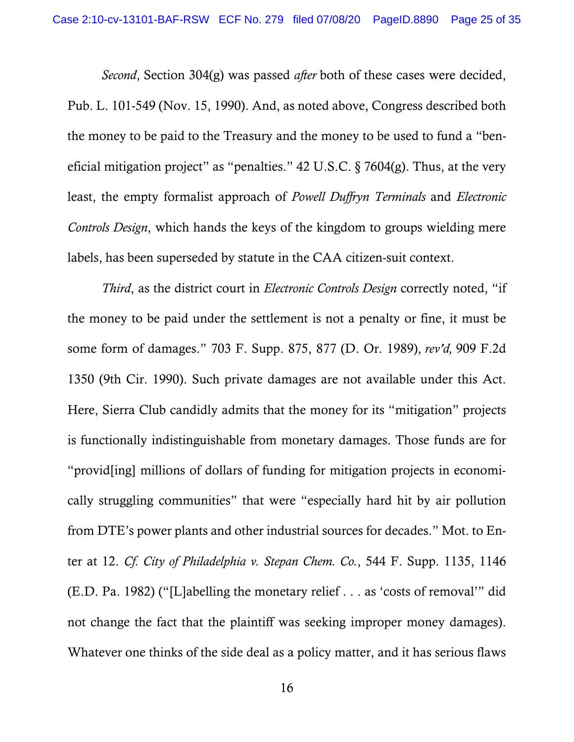*Second*, Section 304(g) was passed *after* both of these cases were decided, Pub. L. 101-549 (Nov. 15, 1990). And, as noted above, Congress described both the money to be paid to the Treasury and the money to be used to fund a "beneficial mitigation project" as "penalties." 42 U.S.C. § 7604(g). Thus, at the very least, the empty formalist approach of *Powell Duffryn Terminals* and *Electronic Controls Design*, which hands the keys of the kingdom to groups wielding mere labels, has been superseded by statute in the CAA citizen-suit context.

*Third*, as the district court in *Electronic Controls Design* correctly noted, "if the money to be paid under the settlement is not a penalty or fine, it must be some form of damages." 703 F. Supp. 875, 877 (D. Or. 1989), *rev'd,* 909 F.2d 1350 (9th Cir. 1990). Such private damages are not available under this Act. Here, Sierra Club candidly admits that the money for its "mitigation" projects is functionally indistinguishable from monetary damages. Those funds are for "provid[ing] millions of dollars of funding for mitigation projects in economically struggling communities" that were "especially hard hit by air pollution from DTE's power plants and other industrial sources for decades." Mot. to Enter at 12. *Cf. City of Philadelphia v. Stepan Chem. Co.*, 544 F. Supp. 1135, 1146 (E.D. Pa. 1982) ("[L]abelling the monetary relief . . . as 'costs of removal'" did not change the fact that the plaintiff was seeking improper money damages). Whatever one thinks of the side deal as a policy matter, and it has serious flaws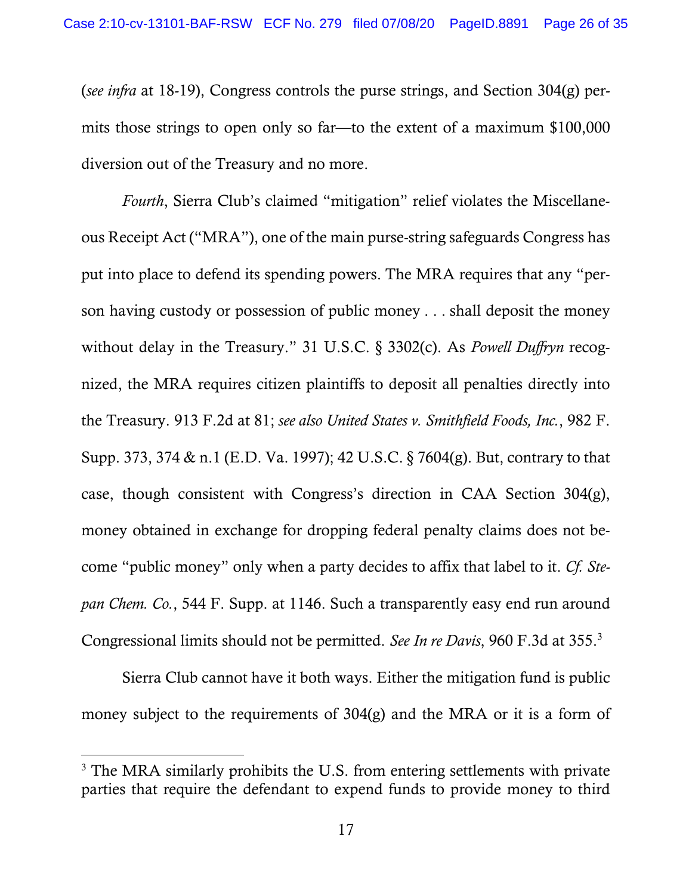(*see infra* at 18-19), Congress controls the purse strings, and Section 304(g) permits those strings to open only so far—to the extent of a maximum $100,000 diversion out of the Treasury and no more.

*Fourth*, Sierra Club's claimed "mitigation" relief violates the Miscellaneous Receipt Act ("MRA"), one of the main purse-string safeguards Congress has put into place to defend its spending powers. The MRA requires that any "person having custody or possession of public money . . . shall deposit the money without delay in the Treasury." 31 U.S.C. § 3302(c). As *Powell Duffryn* recognized, the MRA requires citizen plaintiffs to deposit all penalties directly into the Treasury. 913 F.2d at 81; *see also United States v. Smithfield Foods, Inc.*, 982 F. Supp. 373, 374 & n.1 (E.D. Va. 1997); 42 U.S.C. § 7604(g). But, contrary to that case, though consistent with Congress's direction in CAA Section 304(g), money obtained in exchange for dropping federal penalty claims does not become "public money" only when a party decides to affix that label to it. *Cf. Stepan Chem. Co.*, 544 F. Supp. at 1146. Such a transparently easy end run around Congressional limits should not be permitted. *See In re Davis*, 960 F.3d at 355.[3]

Sierra Club cannot have it both ways. Either the mitigation fund is public money subject to the requirements of 304(g) and the MRA or it is a form of

---

[3] The MRA similarly prohibits the U.S. from entering settlements with private parties that require the defendant to expend funds to provide money to third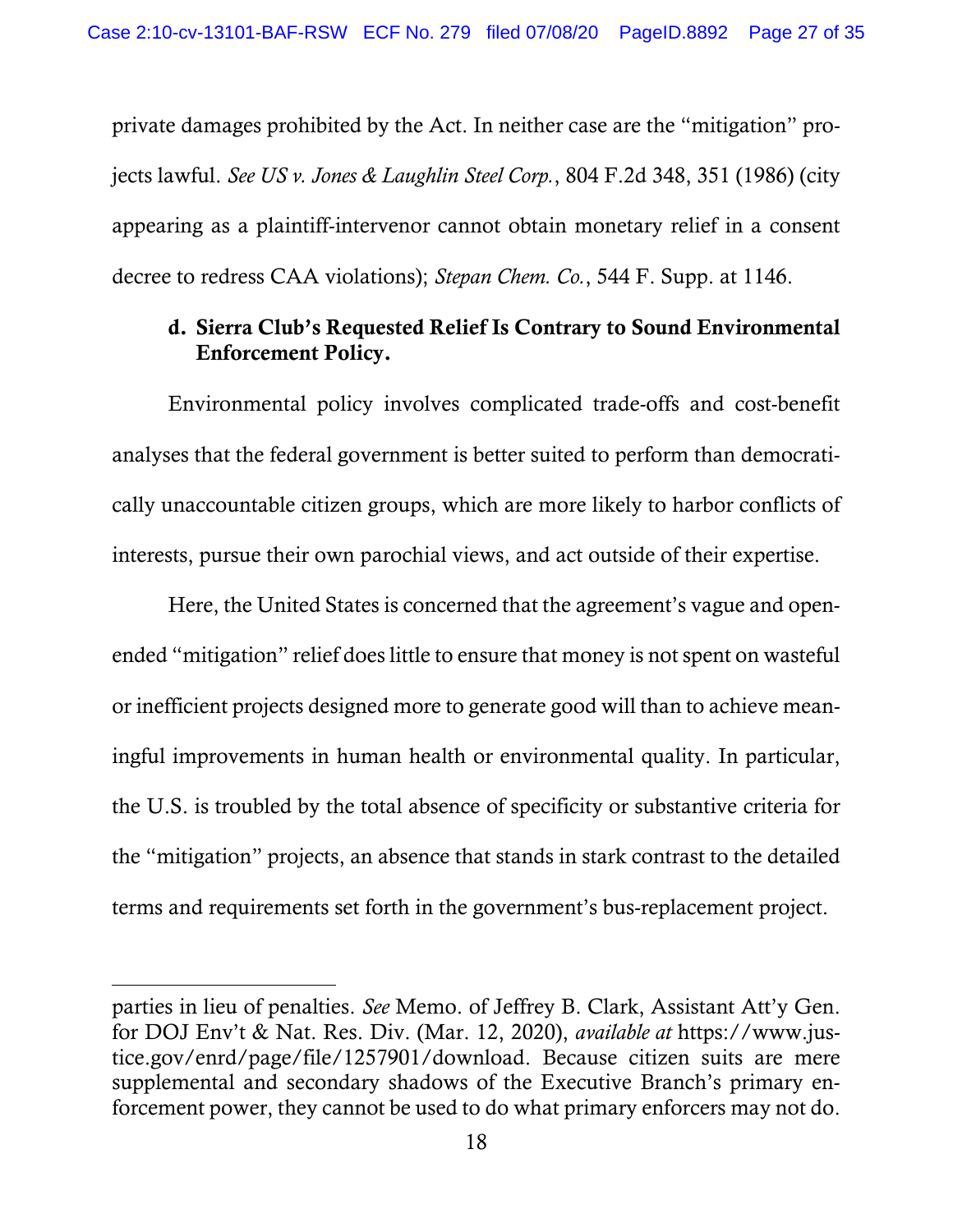private damages prohibited by the Act. In neither case are the "mitigation" projects lawful. *See US v. Jones & Laughlin Steel Corp.*, 804 F.2d 348, 351 (1986) (city appearing as a plaintiff-intervenor cannot obtain monetary relief in a consent decree to redress CAA violations); *Stepan Chem. Co.*, 544 F. Supp. at 1146.

### d. Sierra Club's Requested Relief Is Contrary to Sound Environmental Enforcement Policy.

Environmental policy involves complicated trade-offs and cost-benefit analyses that the federal government is better suited to perform than democratically unaccountable citizen groups, which are more likely to harbor conflicts of interests, pursue their own parochial views, and act outside of their expertise.

Here, the United States is concerned that the agreement's vague and open-ended "mitigation" relief does little to ensure that money is not spent on wasteful or inefficient projects designed more to generate good will than to achieve meaningful improvements in human health or environmental quality. In particular, the U.S. is troubled by the total absence of specificity or substantive criteria for the "mitigation" projects, an absence that stands in stark contrast to the detailed terms and requirements set forth in the government's bus-replacement project.

---

parties in lieu of penalties. *See* Memo. of Jeffrey B. Clark, Assistant Att'y Gen. for DOJ Env't & Nat. Res. Div. (Mar. 12, 2020), *available at* https://www.justice.gov/enrd/page/file/1257901/download. Because citizen suits are mere supplemental and secondary shadows of the Executive Branch's primary enforcement power, they cannot be used to do what primary enforcers may not do.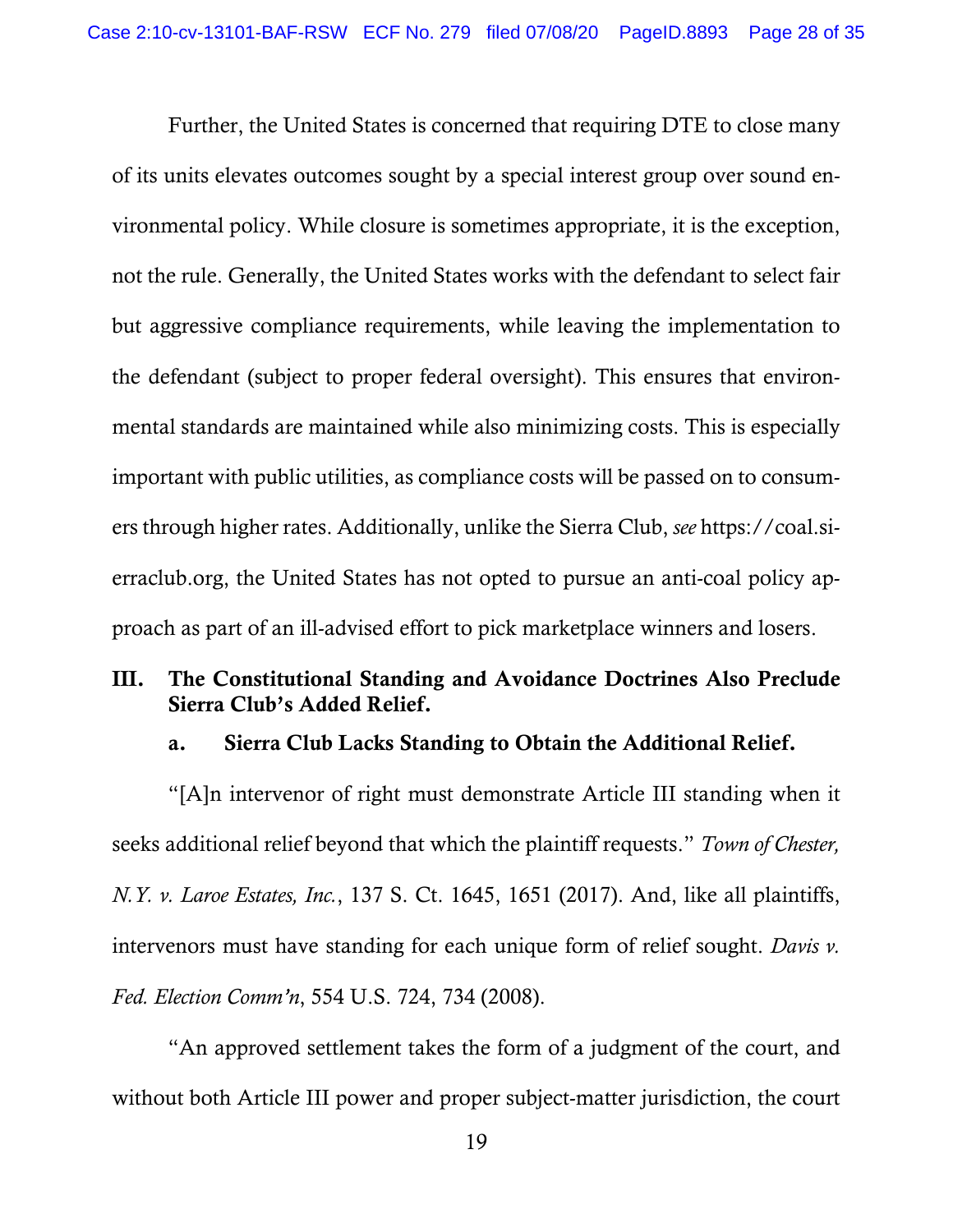Further, the United States is concerned that requiring DTE to close many of its units elevates outcomes sought by a special interest group over sound environmental policy. While closure is sometimes appropriate, it is the exception, not the rule. Generally, the United States works with the defendant to select fair but aggressive compliance requirements, while leaving the implementation to the defendant (subject to proper federal oversight). This ensures that environmental standards are maintained while also minimizing costs. This is especially important with public utilities, as compliance costs will be passed on to consumers through higher rates. Additionally, unlike the Sierra Club, *see* https://coal.sierraclub.org, the United States has not opted to pursue an anti-coal policy approach as part of an ill-advised effort to pick marketplace winners and losers.

## III. The Constitutional Standing and Avoidance Doctrines Also Preclude Sierra Club's Added Relief.

### a. Sierra Club Lacks Standing to Obtain the Additional Relief.

"[A]n intervenor of right must demonstrate Article III standing when it seeks additional relief beyond that which the plaintiff requests." *Town of Chester, N.Y. v. Laroe Estates, Inc.*, 137 S. Ct. 1645, 1651 (2017). And, like all plaintiffs, intervenors must have standing for each unique form of relief sought. *Davis v. Fed. Election Comm'n*, 554 U.S. 724, 734 (2008).

"An approved settlement takes the form of a judgment of the court, and without both Article III power and proper subject-matter jurisdiction, the court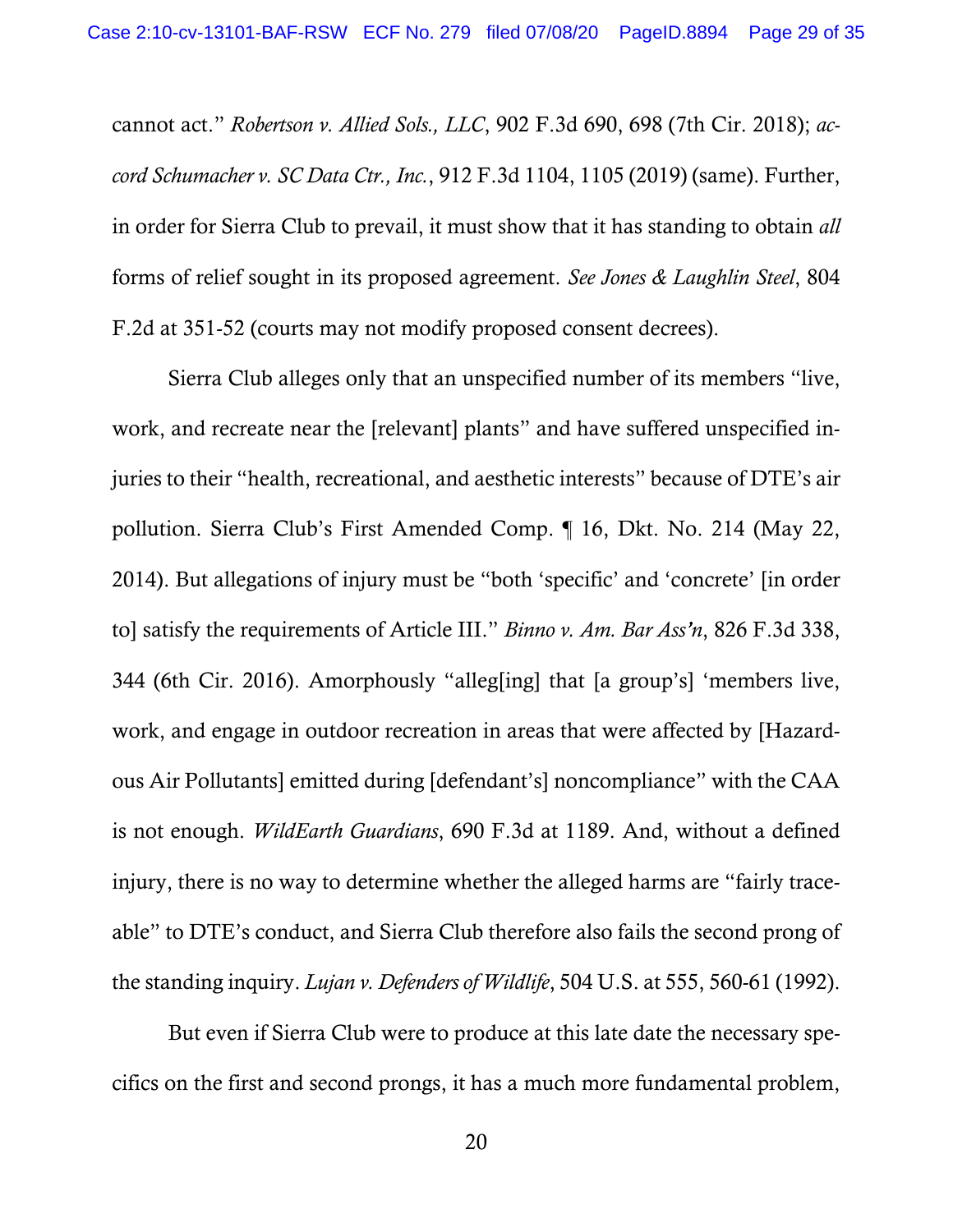cannot act." *Robertson v. Allied Sols., LLC*, 902 F.3d 690, 698 (7th Cir. 2018); *accord Schumacher v. SC Data Ctr., Inc.*, 912 F.3d 1104, 1105 (2019) (same). Further, in order for Sierra Club to prevail, it must show that it has standing to obtain *all* forms of relief sought in its proposed agreement. *See Jones & Laughlin Steel*, 804 F.2d at 351-52 (courts may not modify proposed consent decrees).

Sierra Club alleges only that an unspecified number of its members "live, work, and recreate near the [relevant] plants" and have suffered unspecified injuries to their "health, recreational, and aesthetic interests" because of DTE's air pollution. Sierra Club's First Amended Comp. ¶ 16, Dkt. No. 214 (May 22, 2014). But allegations of injury must be "both 'specific' and 'concrete' [in order to] satisfy the requirements of Article III." *Binno v. Am. Bar Ass'n*, 826 F.3d 338, 344 (6th Cir. 2016). Amorphously "alleg[ing] that [a group's] 'members live, work, and engage in outdoor recreation in areas that were affected by [Hazardous Air Pollutants] emitted during [defendant's] noncompliance" with the CAA is not enough. *WildEarth Guardians*, 690 F.3d at 1189. And, without a defined injury, there is no way to determine whether the alleged harms are "fairly traceable" to DTE's conduct, and Sierra Club therefore also fails the second prong of the standing inquiry. *Lujan v. Defenders of Wildlife*, 504 U.S. at 555, 560-61 (1992).

But even if Sierra Club were to produce at this late date the necessary specifics on the first and second prongs, it has a much more fundamental problem,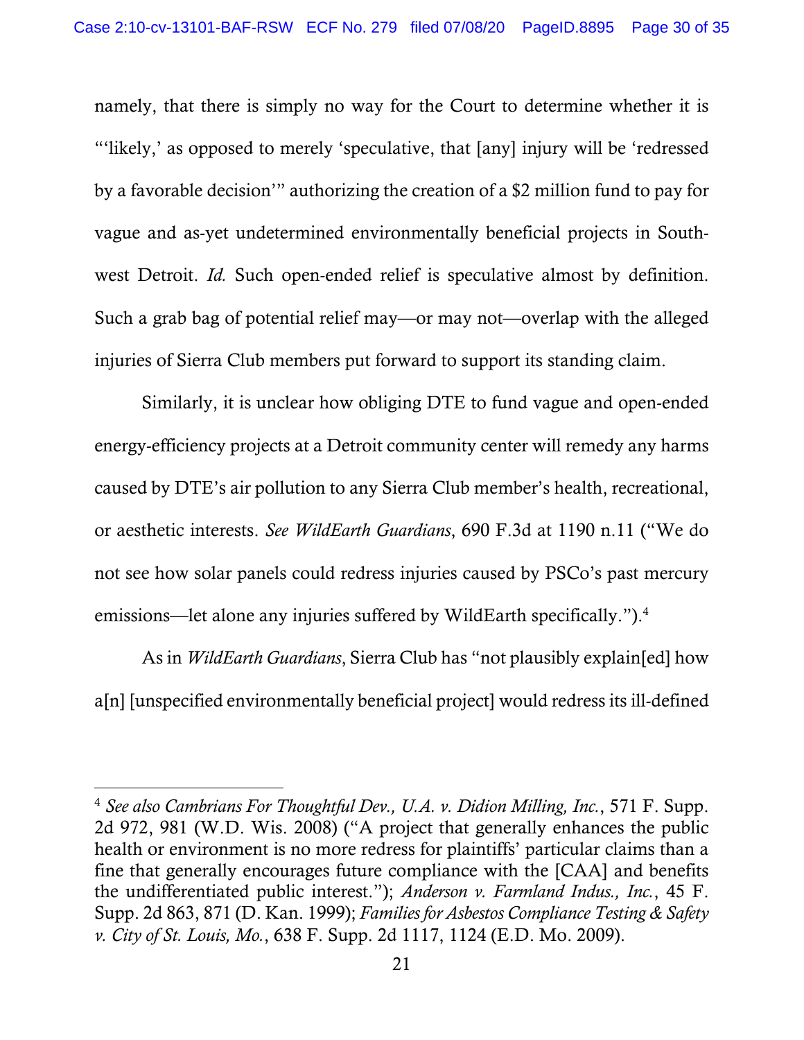namely, that there is simply no way for the Court to determine whether it is "'likely,' as opposed to merely 'speculative, that [any] injury will be 'redressed by a favorable decision'" authorizing the creation of a $2 million fund to pay for vague and as-yet undetermined environmentally beneficial projects in Southwest Detroit. *Id.* Such open-ended relief is speculative almost by definition. Such a grab bag of potential relief may—or may not—overlap with the alleged injuries of Sierra Club members put forward to support its standing claim.

Similarly, it is unclear how obliging DTE to fund vague and open-ended energy-efficiency projects at a Detroit community center will remedy any harms caused by DTE's air pollution to any Sierra Club member's health, recreational, or aesthetic interests. *See WildEarth Guardians*, 690 F.3d at 1190 n.11 ("We do not see how solar panels could redress injuries caused by PSCo's past mercury emissions—let alone any injuries suffered by WildEarth specifically.").[4]

As in *WildEarth Guardians*, Sierra Club has "not plausibly explain[ed] how a[n] [unspecified environmentally beneficial project] would redress its ill-defined

---

[4] *See also Cambrians For Thoughtful Dev., U.A. v. Didion Milling, Inc.*, 571 F. Supp. 2d 972, 981 (W.D. Wis. 2008) ("A project that generally enhances the public health or environment is no more redress for plaintiffs' particular claims than a fine that generally encourages future compliance with the [CAA] and benefits the undifferentiated public interest."); *Anderson v. Farmland Indus., Inc.*, 45 F. Supp. 2d 863, 871 (D. Kan. 1999); *Families for Asbestos Compliance Testing & Safety v. City of St. Louis, Mo.*, 638 F. Supp. 2d 1117, 1124 (E.D. Mo. 2009).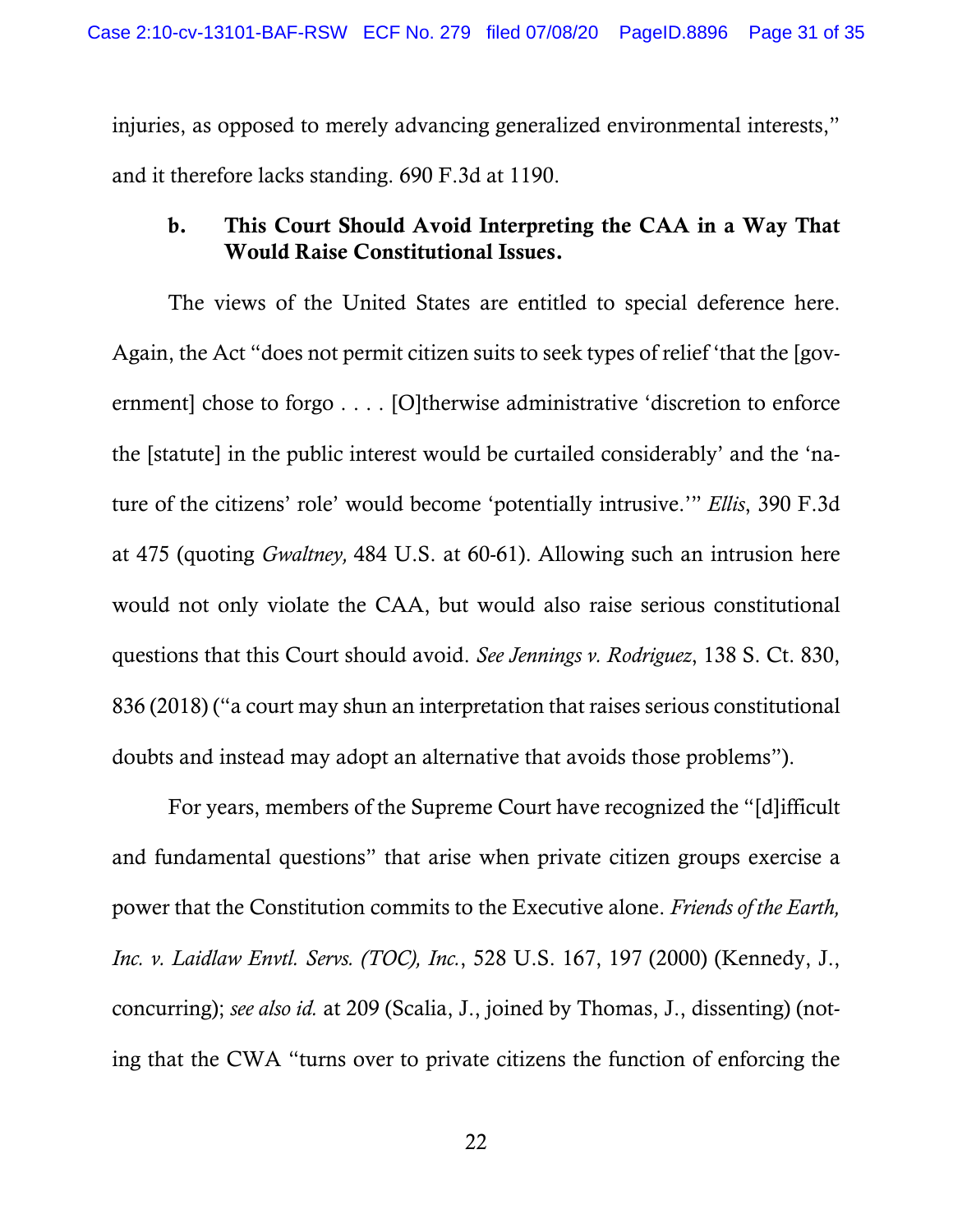injuries, as opposed to merely advancing generalized environmental interests," and it therefore lacks standing. 690 F.3d at 1190.

### b. This Court Should Avoid Interpreting the CAA in a Way That Would Raise Constitutional Issues.

The views of the United States are entitled to special deference here. Again, the Act "does not permit citizen suits to seek types of relief 'that the [government] chose to forgo . . . . [O]therwise administrative 'discretion to enforce the [statute] in the public interest would be curtailed considerably' and the 'nature of the citizens' role' would become 'potentially intrusive.'" *Ellis*, 390 F.3d at 475 (quoting *Gwaltney,* 484 U.S. at 60-61). Allowing such an intrusion here would not only violate the CAA, but would also raise serious constitutional questions that this Court should avoid. *See Jennings v. Rodriguez*, 138 S. Ct. 830, 836 (2018) ("a court may shun an interpretation that raises serious constitutional doubts and instead may adopt an alternative that avoids those problems").

For years, members of the Supreme Court have recognized the "[d]ifficult and fundamental questions" that arise when private citizen groups exercise a power that the Constitution commits to the Executive alone. *Friends of the Earth, Inc. v. Laidlaw Envtl. Servs. (TOC), Inc.*, 528 U.S. 167, 197 (2000) (Kennedy, J., concurring); *see also id.* at 209 (Scalia, J., joined by Thomas, J., dissenting) (noting that the CWA "turns over to private citizens the function of enforcing the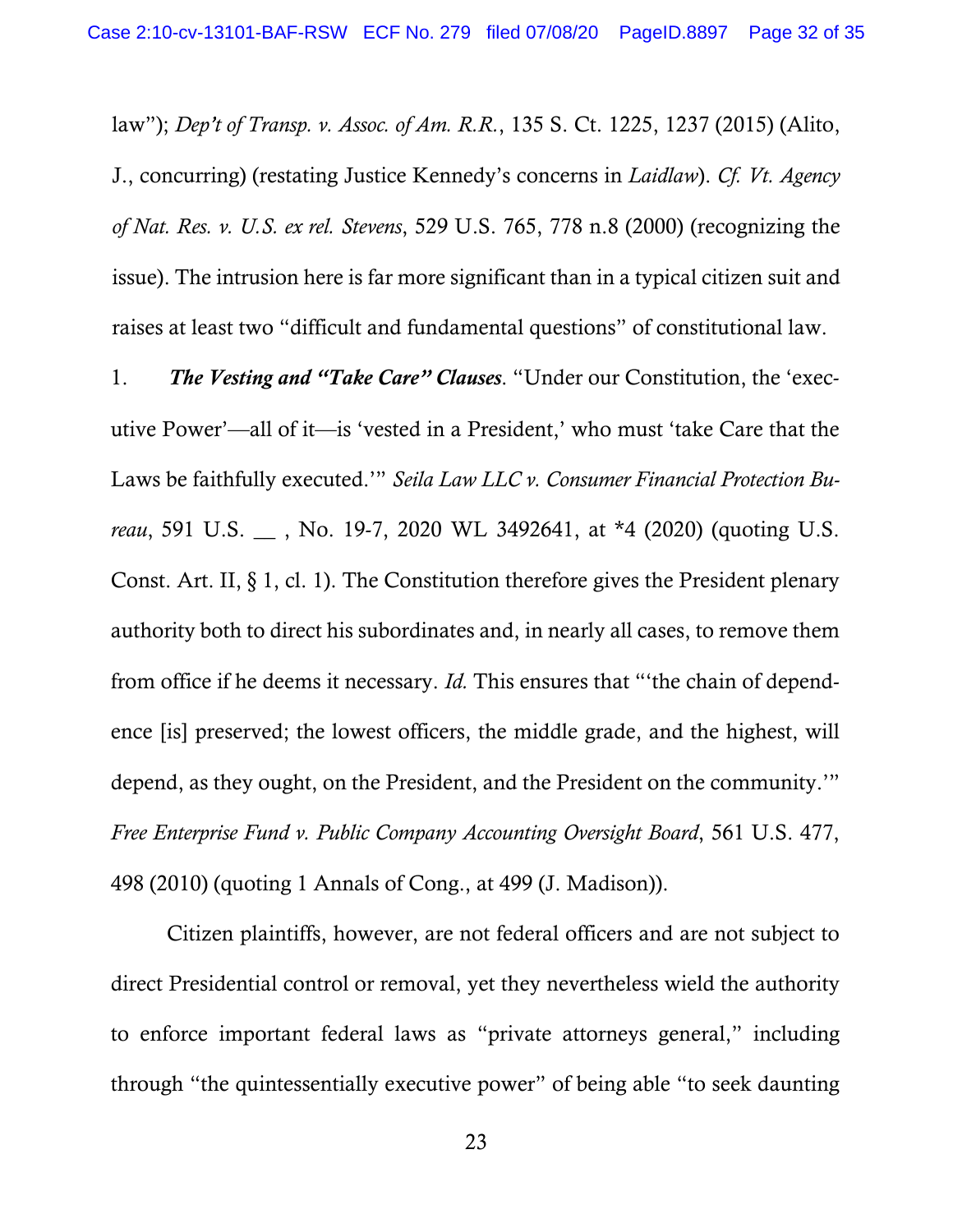law"); *Dep't of Transp. v. Assoc. of Am. R.R.*, 135 S. Ct. 1225, 1237 (2015) (Alito, J., concurring) (restating Justice Kennedy's concerns in *Laidlaw*). *Cf. Vt. Agency of Nat. Res. v. U.S. ex rel. Stevens*, 529 U.S. 765, 778 n.8 (2000) (recognizing the issue). The intrusion here is far more significant than in a typical citizen suit and raises at least two "difficult and fundamental questions" of constitutional law.

1. ***The Vesting and "Take Care" Clauses***. "Under our Constitution, the 'executive Power'—all of it—is 'vested in a President,' who must 'take Care that the Laws be faithfully executed.'" *Seila Law LLC v. Consumer Financial Protection Bureau*, 591 U.S. __ , No. 19-7, 2020 WL 3492641, at *4 (2020) (quoting U.S. Const. Art. II, § 1, cl. 1). The Constitution therefore gives the President plenary authority both to direct his subordinates and, in nearly all cases, to remove them from office if he deems it necessary. *Id.* This ensures that "'the chain of dependence [is] preserved; the lowest officers, the middle grade, and the highest, will depend, as they ought, on the President, and the President on the community.'" *Free Enterprise Fund v. Public Company Accounting Oversight Board*, 561 U.S. 477, 498 (2010) (quoting 1 Annals of Cong., at 499 (J. Madison)).

Citizen plaintiffs, however, are not federal officers and are not subject to direct Presidential control or removal, yet they nevertheless wield the authority to enforce important federal laws as "private attorneys general," including through "the quintessentially executive power" of being able "to seek daunting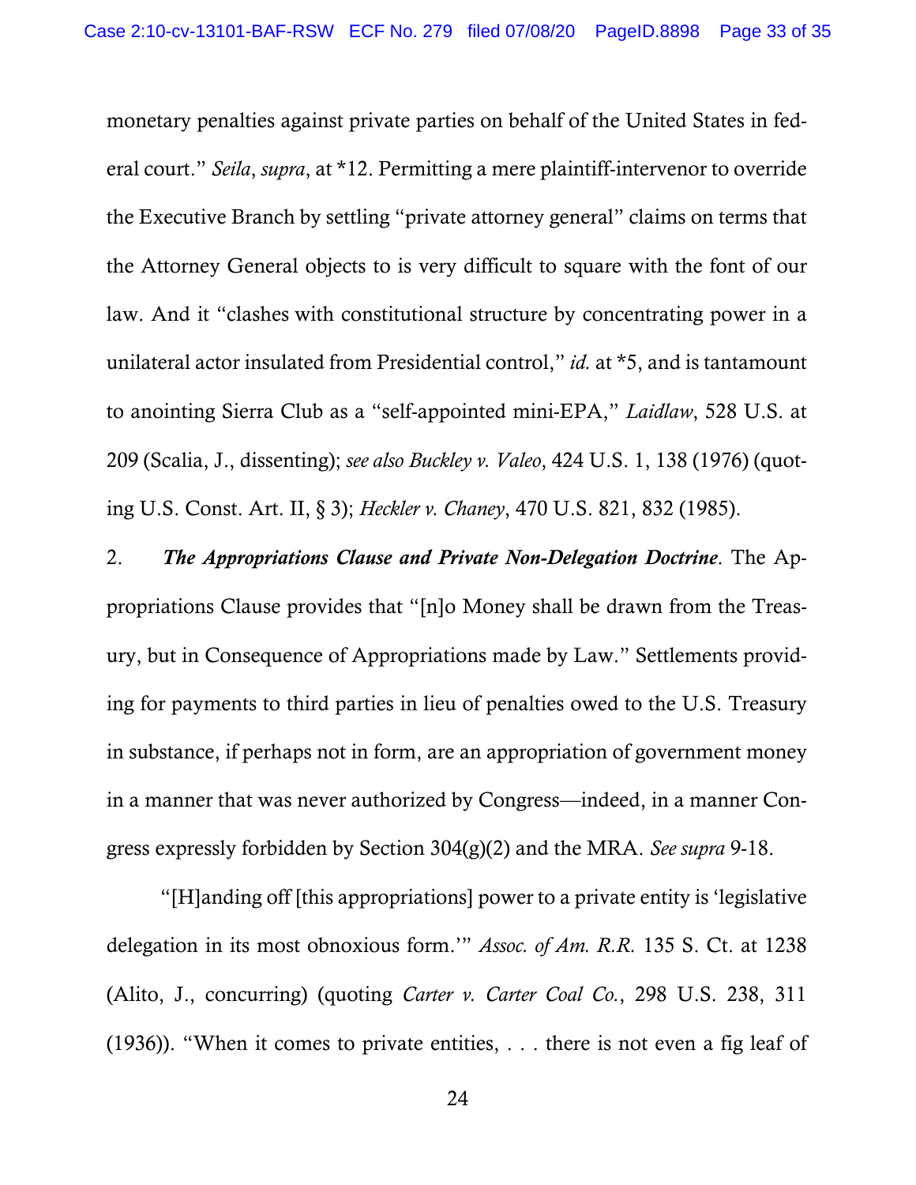monetary penalties against private parties on behalf of the United States in federal court." *Seila*, *supra*, at *12. Permitting a mere plaintiff-intervenor to override the Executive Branch by settling "private attorney general" claims on terms that the Attorney General objects to is very difficult to square with the font of our law. And it "clashes with constitutional structure by concentrating power in a unilateral actor insulated from Presidential control," *id.* at *5, and is tantamount to anointing Sierra Club as a "self-appointed mini-EPA," *Laidlaw*, 528 U.S. at 209 (Scalia, J., dissenting); *see also Buckley v. Valeo*, 424 U.S. 1, 138 (1976) (quoting U.S. Const. Art. II, § 3); *Heckler v. Chaney*, 470 U.S. 821, 832 (1985).

2. ***The Appropriations Clause and Private Non-Delegation Doctrine***. The Appropriations Clause provides that "[n]o Money shall be drawn from the Treasury, but in Consequence of Appropriations made by Law." Settlements providing for payments to third parties in lieu of penalties owed to the U.S. Treasury in substance, if perhaps not in form, are an appropriation of government money in a manner that was never authorized by Congress—indeed, in a manner Congress expressly forbidden by Section 304(g)(2) and the MRA. *See supra* 9-18.

"[H]anding off [this appropriations] power to a private entity is 'legislative delegation in its most obnoxious form.'" *Assoc. of Am. R.R.* 135 S. Ct. at 1238 (Alito, J., concurring) (quoting *Carter v. Carter Coal Co.*, 298 U.S. 238, 311 (1936)). "When it comes to private entities, . . . there is not even a fig leaf of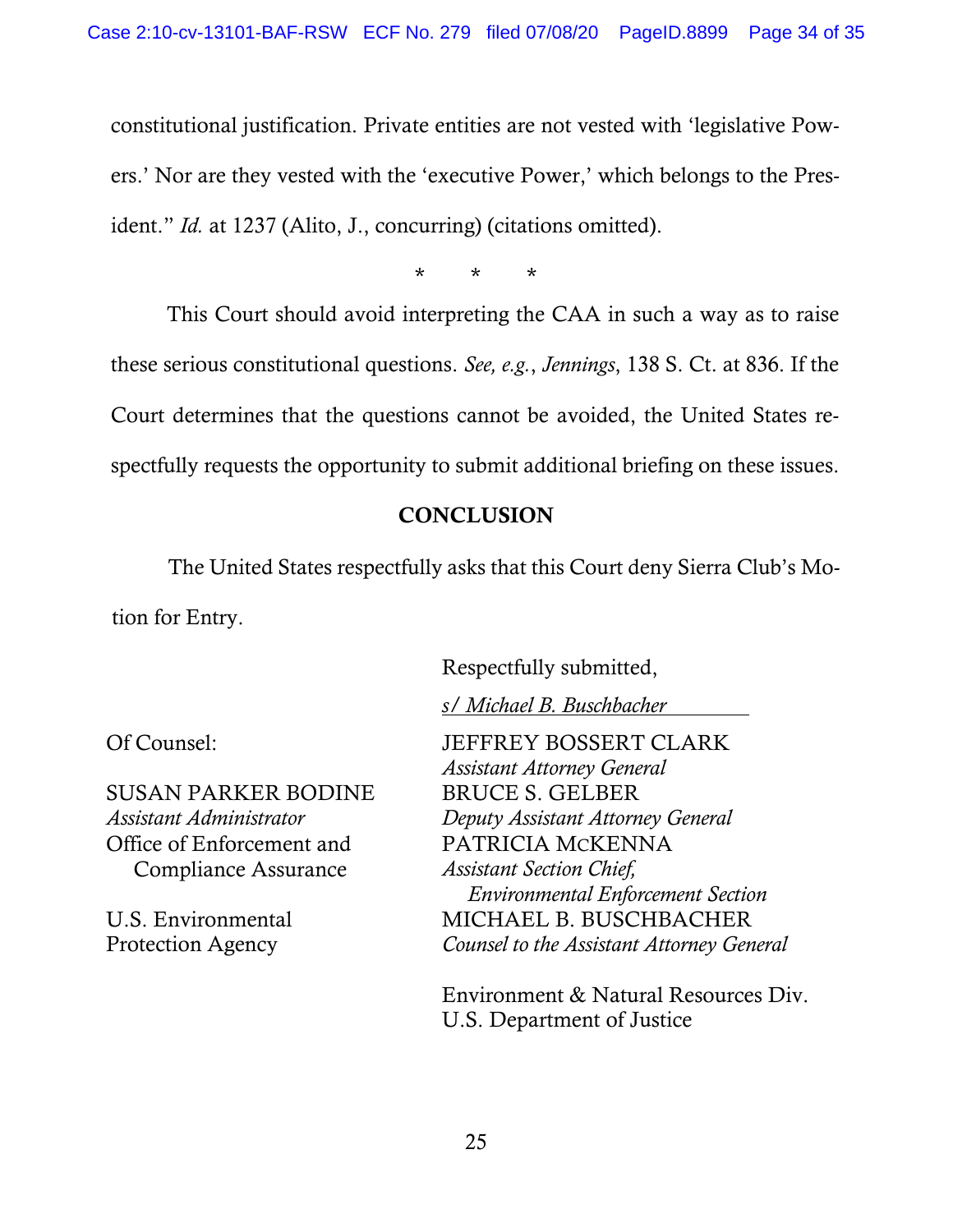constitutional justification. Private entities are not vested with 'legislative Powers.' Nor are they vested with the 'executive Power,' which belongs to the President." *Id.* at 1237 (Alito, J., concurring) (citations omitted).

\* \* \*

This Court should avoid interpreting the CAA in such a way as to raise these serious constitutional questions. *See, e.g.*, *Jennings*, 138 S. Ct. at 836. If the Court determines that the questions cannot be avoided, the United States respectfully requests the opportunity to submit additional briefing on these issues.

## CONCLUSION

The United States respectfully asks that this Court deny Sierra Club's Motion for Entry.

Respectfully submitted,

*s/ Michael B. Buschbacher*

JEFFREY BOSSERT CLARK
*Assistant Attorney General*
BRUCE S. GELBER
*Deputy Assistant Attorney General*
PATRICIA MCKENNA
*Assistant Section Chief, Environmental Enforcement Section*
MICHAEL B. BUSCHBACHER
*Counsel to the Assistant Attorney General*

Environment & Natural Resources Div.
U.S. Department of Justice

Of Counsel:

SUSAN PARKER BODINE
*Assistant Administrator*
Office of Enforcement and Compliance Assurance

U.S. Environmental Protection Agency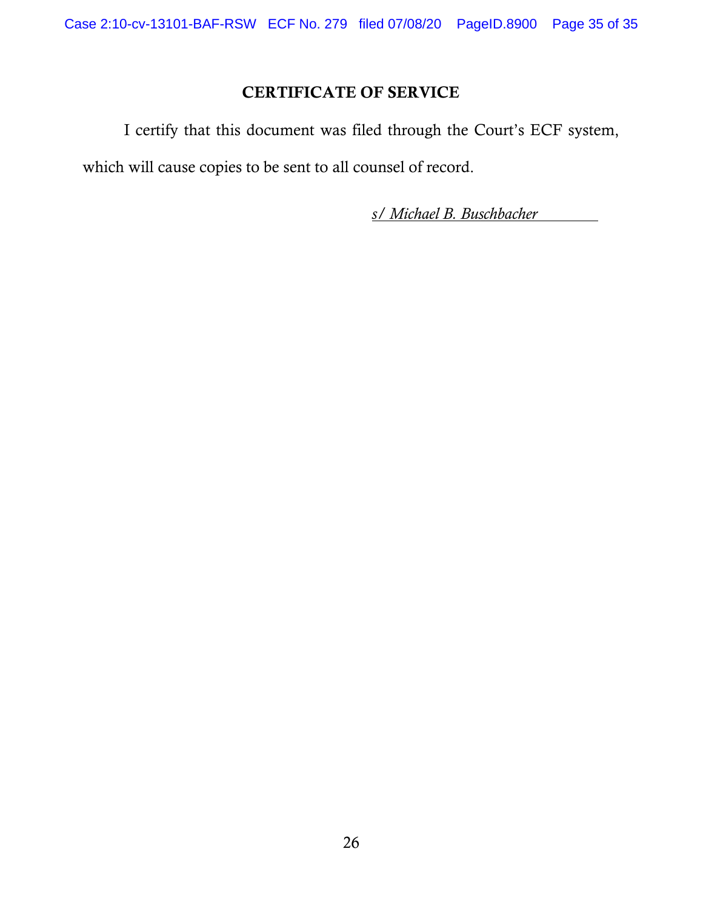## CERTIFICATE OF SERVICE

I certify that this document was filed through the Court's ECF system, which will cause copies to be sent to all counsel of record.

*s/ Michael B. Buschbacher*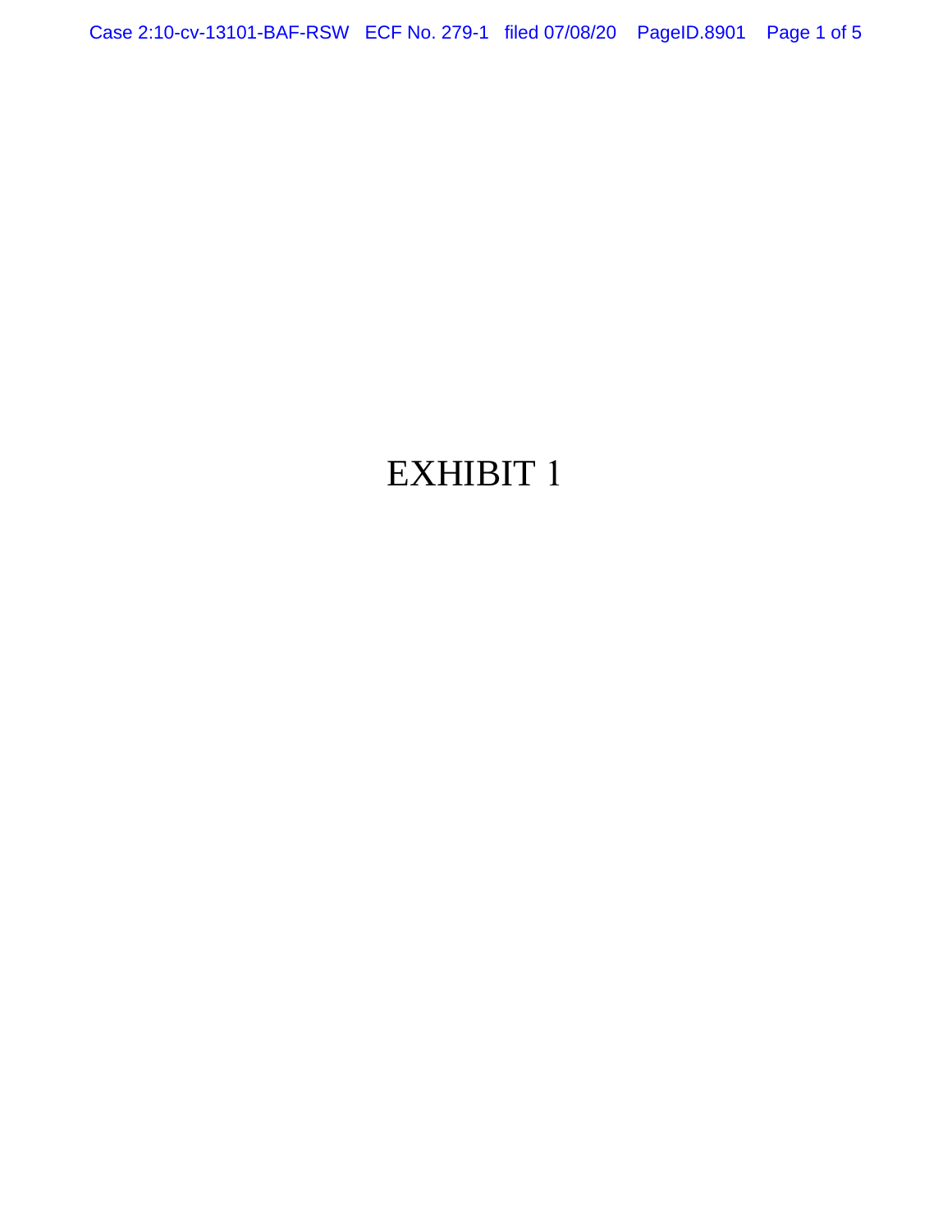# EXHIBIT 1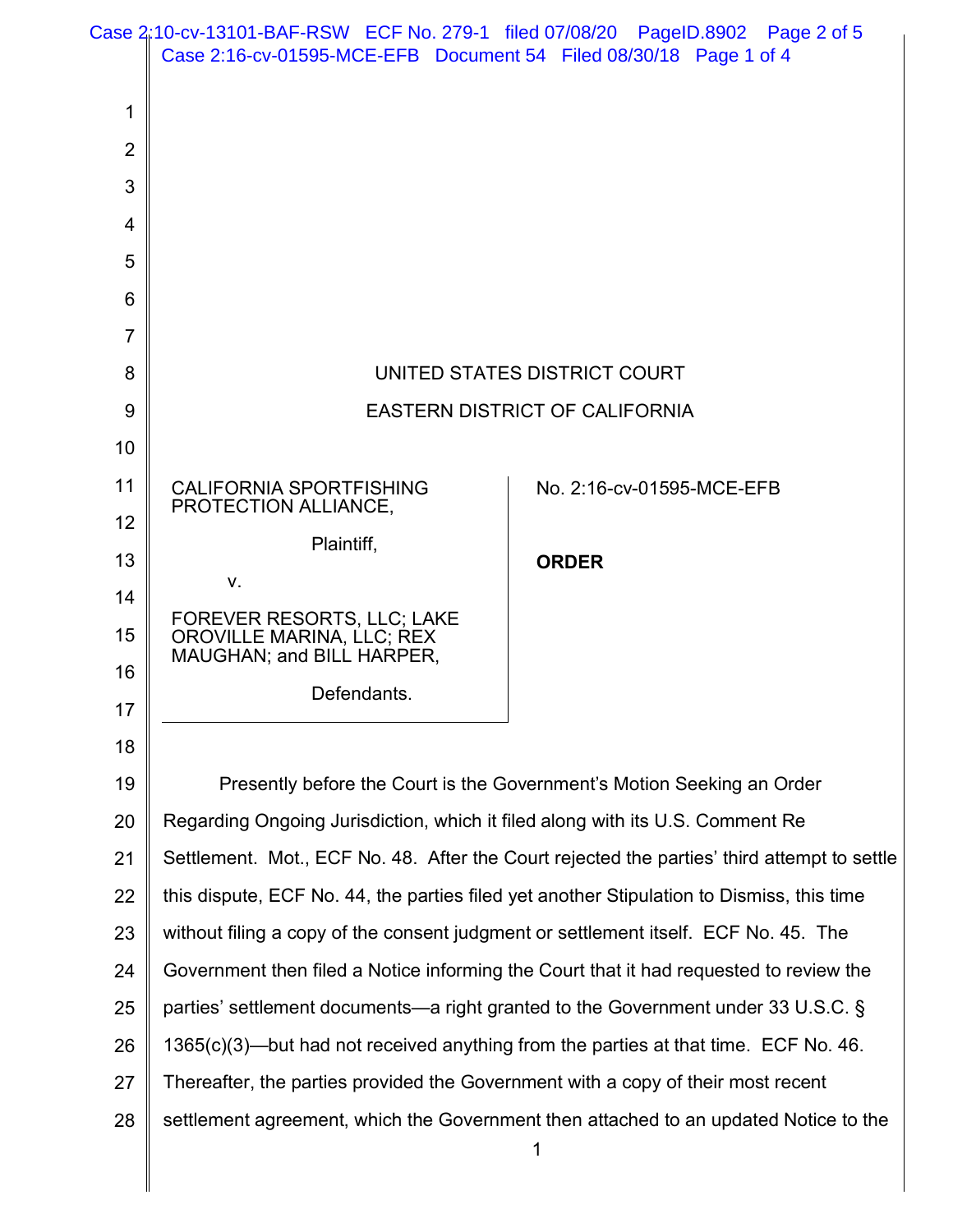UNITED STATES DISTRICT COURT

EASTERN DISTRICT OF CALIFORNIA

| | |
|---|---|
| CALIFORNIA SPORTFISHING PROTECTION ALLIANCE,<br><br>Plaintiff,<br><br>v.<br><br>FOREVER RESORTS, LLC; LAKE OROVILLE MARINA, LLC; REX MAUGHAN; and BILL HARPER,<br><br>Defendants. | No. 2:16-cv-01595-MCE-EFB<br><br>**ORDER** |

Presently before the Court is the Government's Motion Seeking an Order Regarding Ongoing Jurisdiction, which it filed along with its U.S. Comment Re Settlement. Mot., ECF No. 48. After the Court rejected the parties' third attempt to settle this dispute, ECF No. 44, the parties filed yet another Stipulation to Dismiss, this time without filing a copy of the consent judgment or settlement itself. ECF No. 45. The Government then filed a Notice informing the Court that it had requested to review the parties' settlement documents—a right granted to the Government under 33 U.S.C. § 1365(c)(3)—but had not received anything from the parties at that time. ECF No. 46. Thereafter, the parties provided the Government with a copy of their most recent settlement agreement, which the Government then attached to an updated Notice to the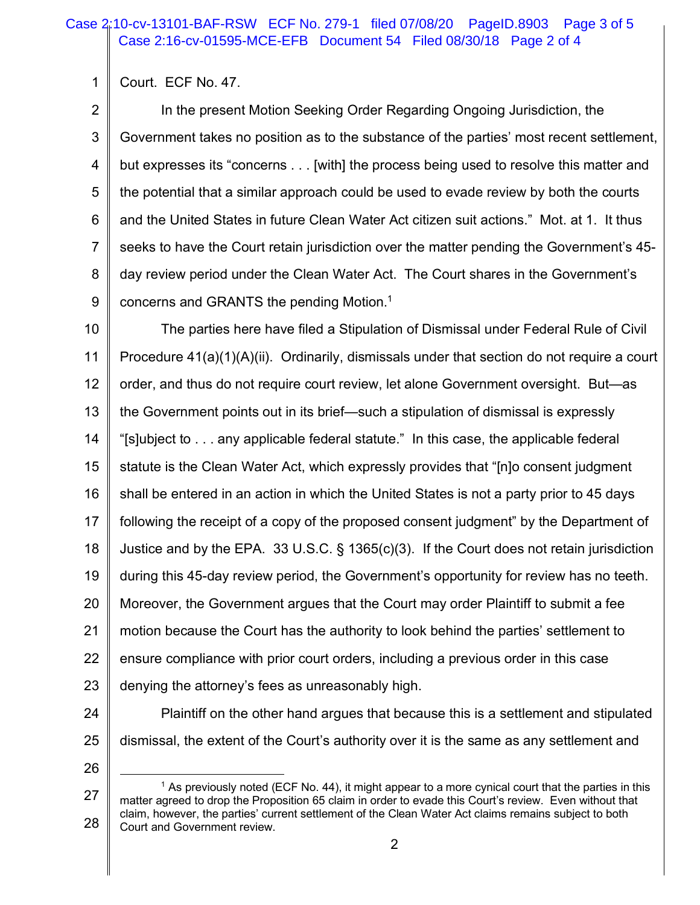Court. ECF No. 47.

In the present Motion Seeking Order Regarding Ongoing Jurisdiction, the Government takes no position as to the substance of the parties' most recent settlement, but expresses its "concerns . . . [with] the process being used to resolve this matter and the potential that a similar approach could be used to evade review by both the courts and the United States in future Clean Water Act citizen suit actions." Mot. at 1. It thus seeks to have the Court retain jurisdiction over the matter pending the Government's 45-day review period under the Clean Water Act. The Court shares in the Government's concerns and GRANTS the pending Motion.[1]

The parties here have filed a Stipulation of Dismissal under Federal Rule of Civil Procedure 41(a)(1)(A)(ii). Ordinarily, dismissals under that section do not require a court order, and thus do not require court review, let alone Government oversight. But—as the Government points out in its brief—such a stipulation of dismissal is expressly "[s]ubject to . . . any applicable federal statute." In this case, the applicable federal statute is the Clean Water Act, which expressly provides that "[n]o consent judgment shall be entered in an action in which the United States is not a party prior to 45 days following the receipt of a copy of the proposed consent judgment" by the Department of Justice and by the EPA. 33 U.S.C. § 1365(c)(3). If the Court does not retain jurisdiction during this 45-day review period, the Government's opportunity for review has no teeth. Moreover, the Government argues that the Court may order Plaintiff to submit a fee motion because the Court has the authority to look behind the parties' settlement to ensure compliance with prior court orders, including a previous order in this case denying the attorney's fees as unreasonably high.

Plaintiff on the other hand argues that because this is a settlement and stipulated dismissal, the extent of the Court's authority over it is the same as any settlement and

---

[1] As previously noted (ECF No. 44), it might appear to a more cynical court that the parties in this matter agreed to drop the Proposition 65 claim in order to evade this Court's review. Even without that claim, however, the parties' current settlement of the Clean Water Act claims remains subject to both Court and Government review.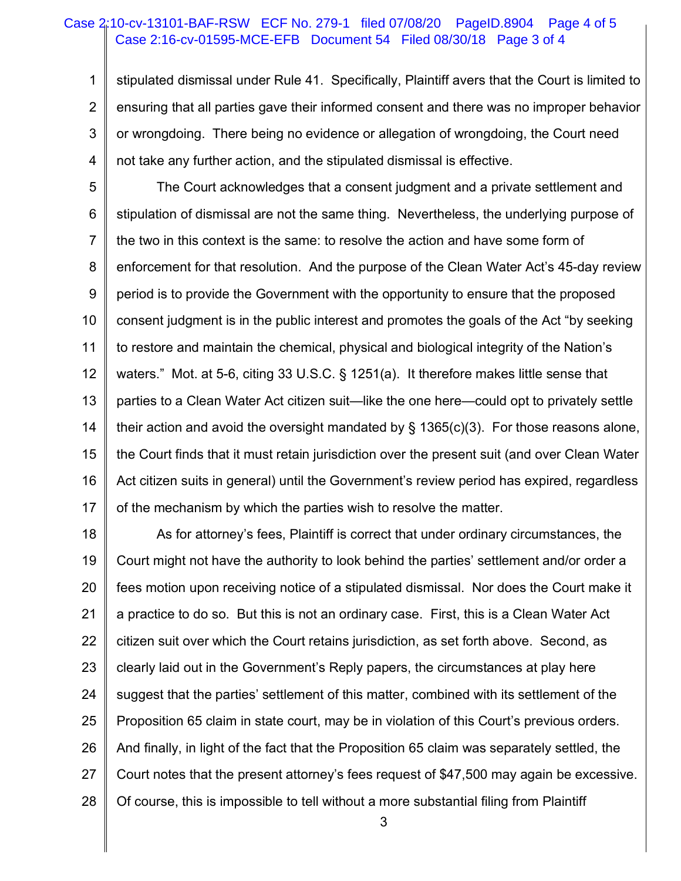stipulated dismissal under Rule 41. Specifically, Plaintiff avers that the Court is limited to ensuring that all parties gave their informed consent and there was no improper behavior or wrongdoing. There being no evidence or allegation of wrongdoing, the Court need not take any further action, and the stipulated dismissal is effective.

The Court acknowledges that a consent judgment and a private settlement and stipulation of dismissal are not the same thing. Nevertheless, the underlying purpose of the two in this context is the same: to resolve the action and have some form of enforcement for that resolution. And the purpose of the Clean Water Act's 45-day review period is to provide the Government with the opportunity to ensure that the proposed consent judgment is in the public interest and promotes the goals of the Act "by seeking to restore and maintain the chemical, physical and biological integrity of the Nation's waters." Mot. at 5-6, citing 33 U.S.C. § 1251(a). It therefore makes little sense that parties to a Clean Water Act citizen suit—like the one here—could opt to privately settle their action and avoid the oversight mandated by § 1365(c)(3). For those reasons alone, the Court finds that it must retain jurisdiction over the present suit (and over Clean Water Act citizen suits in general) until the Government's review period has expired, regardless of the mechanism by which the parties wish to resolve the matter.

As for attorney's fees, Plaintiff is correct that under ordinary circumstances, the Court might not have the authority to look behind the parties' settlement and/or order a fees motion upon receiving notice of a stipulated dismissal. Nor does the Court make it a practice to do so. But this is not an ordinary case. First, this is a Clean Water Act citizen suit over which the Court retains jurisdiction, as set forth above. Second, as clearly laid out in the Government's Reply papers, the circumstances at play here suggest that the parties' settlement of this matter, combined with its settlement of the Proposition 65 claim in state court, may be in violation of this Court's previous orders. And finally, in light of the fact that the Proposition 65 claim was separately settled, the Court notes that the present attorney's fees request of $47,500 may again be excessive. Of course, this is impossible to tell without a more substantial filing from Plaintiff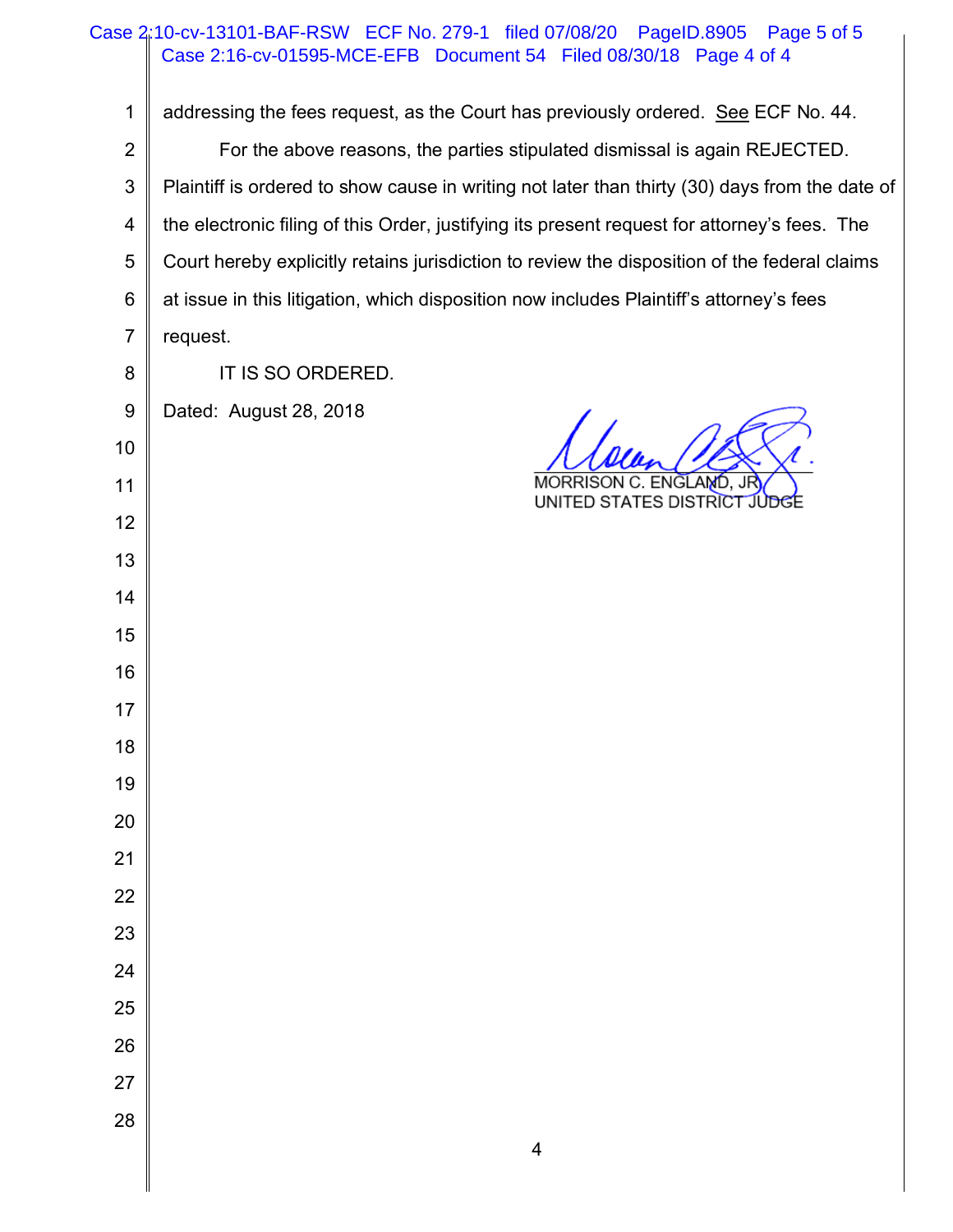addressing the fees request, as the Court has previously ordered. See ECF No. 44.

For the above reasons, the parties stipulated dismissal is again REJECTED. Plaintiff is ordered to show cause in writing not later than thirty (30) days from the date of the electronic filing of this Order, justifying its present request for attorney's fees. The Court hereby explicitly retains jurisdiction to review the disposition of the federal claims at issue in this litigation, which disposition now includes Plaintiff's attorney's fees request.

IT IS SO ORDERED.

Dated: August 28, 2018

MORRISON C. ENGLAND, JR
UNITED STATES DISTRICT JUDGE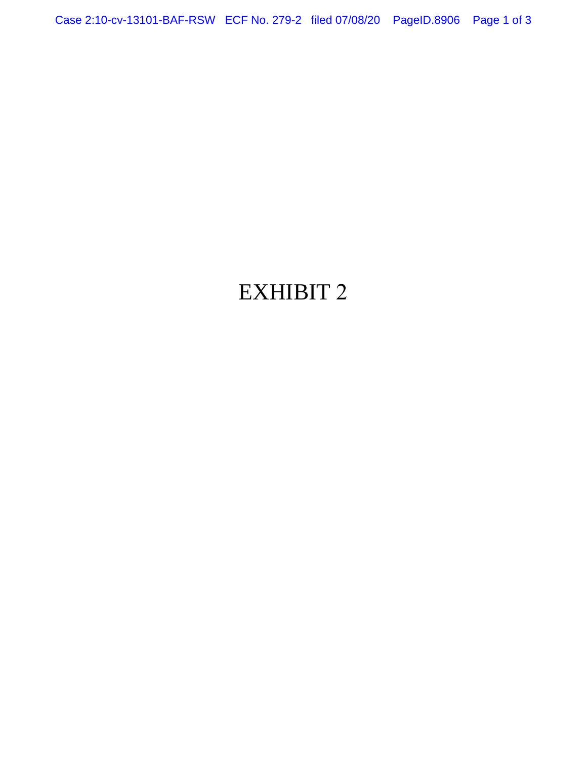# EXHIBIT 2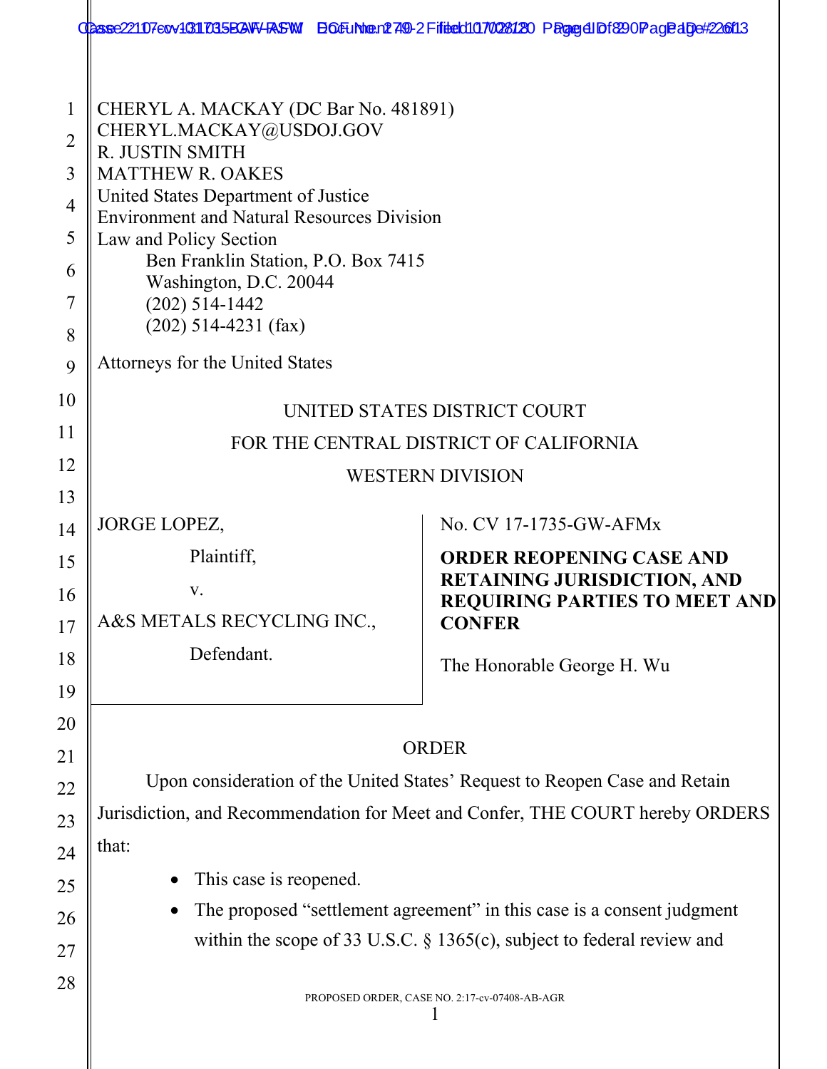CHERYL A. MACKAY (DC Bar No. 481891)
CHERYL.MACKAY@USDOJ.GOV
R. JUSTIN SMITH
MATTHEW R. OAKES
United States Department of Justice
Environment and Natural Resources Division
Law and Policy Section
Ben Franklin Station, P.O. Box 7415
Washington, D.C. 20044
(202) 514-1442
(202) 514-4231 (fax)

Attorneys for the United States

UNITED STATES DISTRICT COURT
FOR THE CENTRAL DISTRICT OF CALIFORNIA
WESTERN DIVISION

| | |
|---|---|
| JORGE LOPEZ,<br><br>Plaintiff,<br><br>v.<br><br>A&S METALS RECYCLING INC.,<br><br>Defendant. | No. CV 17-1735-GW-AFMx<br><br>**ORDER REOPENING CASE AND RETAINING JURISDICTION, AND REQUIRING PARTIES TO MEET AND CONFER**<br><br>The Honorable George H. Wu |

ORDER

Upon consideration of the United States' Request to Reopen Case and Retain Jurisdiction, and Recommendation for Meet and Confer, THE COURT hereby ORDERS that:

- This case is reopened.
- The proposed "settlement agreement" in this case is a consent judgment within the scope of 33 U.S.C. § 1365(c), subject to federal review and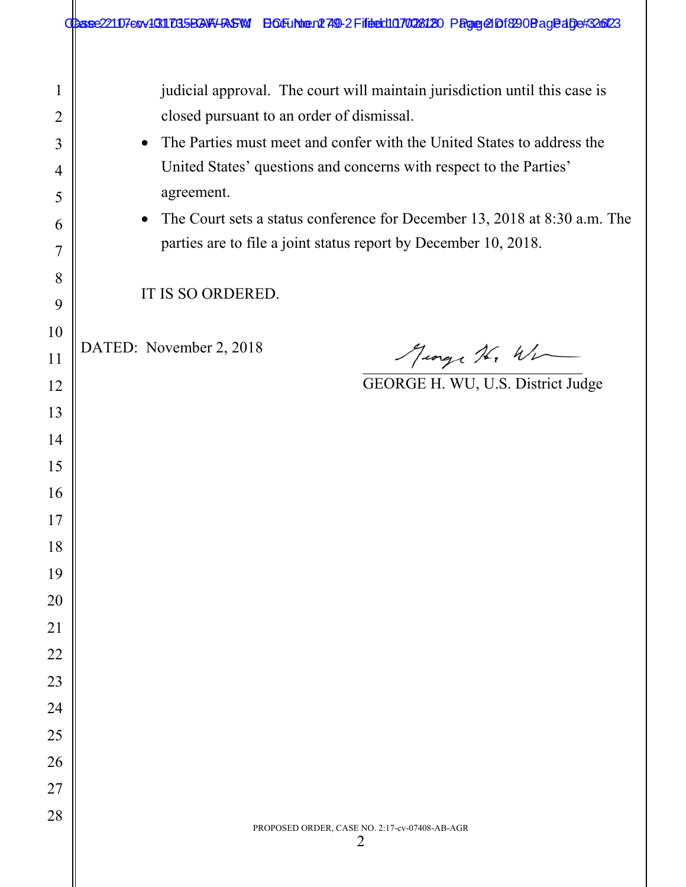judicial approval. The court will maintain jurisdiction until this case is closed pursuant to an order of dismissal.

- The Parties must meet and confer with the United States to address the United States' questions and concerns with respect to the Parties' agreement.
- The Court sets a status conference for December 13, 2018 at 8:30 a.m. The parties are to file a joint status report by December 10, 2018.

IT IS SO ORDERED.

DATED: November 2, 2018

GEORGE H. WU, U.S. District Judge

PROPOSED ORDER, CASE NO. 2:17-cv-07408-AB-AGR